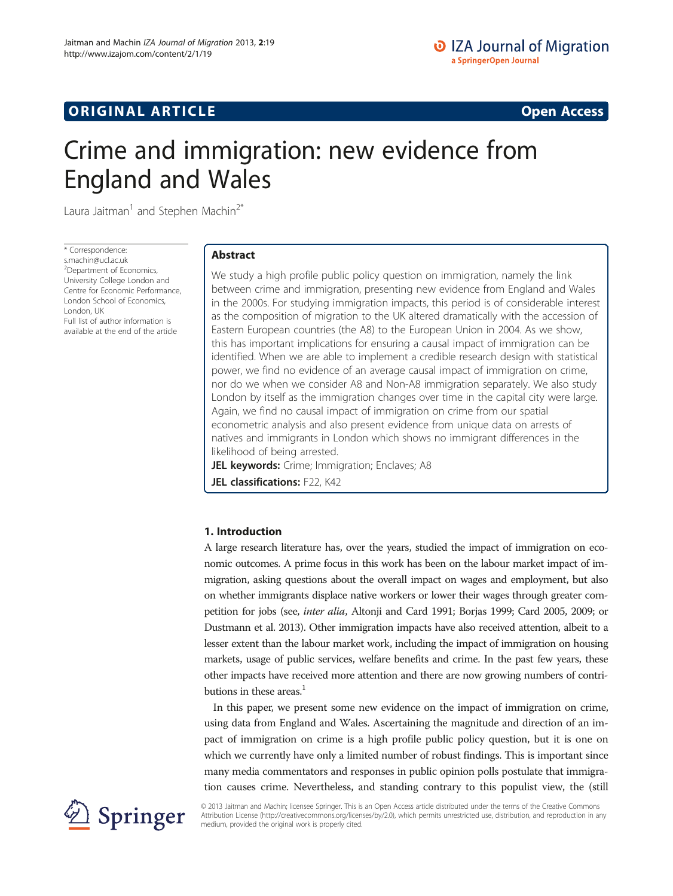ORIGINAL ARTICLE Open Access

# Crime and immigration: new evidence from England and Wales

Laura Jaitman[1] and Stephen Machin[2*]

\* Correspondence: s.machin@ucl.ac.uk
[2]Department of Economics, University College London and Centre for Economic Performance, London School of Economics, London, UK
Full list of author information is available at the end of the article

## Abstract

We study a high profile public policy question on immigration, namely the link between crime and immigration, presenting new evidence from England and Wales in the 2000s. For studying immigration impacts, this period is of considerable interest as the composition of migration to the UK altered dramatically with the accession of Eastern European countries (the A8) to the European Union in 2004. As we show, this has important implications for ensuring a causal impact of immigration can be identified. When we are able to implement a credible research design with statistical power, we find no evidence of an average causal impact of immigration on crime, nor do we when we consider A8 and Non-A8 immigration separately. We also study London by itself as the immigration changes over time in the capital city were large. Again, we find no causal impact of immigration on crime from our spatial econometric analysis and also present evidence from unique data on arrests of natives and immigrants in London which shows no immigrant differences in the likelihood of being arrested.

**JEL keywords:** Crime; Immigration; Enclaves; A8

**JEL classifications:** F22, K42

### 1. Introduction

A large research literature has, over the years, studied the impact of immigration on economic outcomes. A prime focus in this work has been on the labour market impact of immigration, asking questions about the overall impact on wages and employment, but also on whether immigrants displace native workers or lower their wages through greater competition for jobs (see, *inter alia*, Altonji and Card 1991; Borjas 1999; Card 2005, 2009; or Dustmann et al. 2013). Other immigration impacts have also received attention, albeit to a lesser extent than the labour market work, including the impact of immigration on housing markets, usage of public services, welfare benefits and crime. In the past few years, these other impacts have received more attention and there are now growing numbers of contributions in these areas.[1]

In this paper, we present some new evidence on the impact of immigration on crime, using data from England and Wales. Ascertaining the magnitude and direction of an impact of immigration on crime is a high profile public policy question, but it is one on which we currently have only a limited number of robust findings. This is important since many media commentators and responses in public opinion polls postulate that immigration causes crime. Nevertheless, and standing contrary to this populist view, the (still

© 2013 Jaitman and Machin; licensee Springer. This is an Open Access article distributed under the terms of the Creative Commons Attribution License (http://creativecommons.org/licenses/by/2.0), which permits unrestricted use, distribution, and reproduction in any medium, provided the original work is properly cited.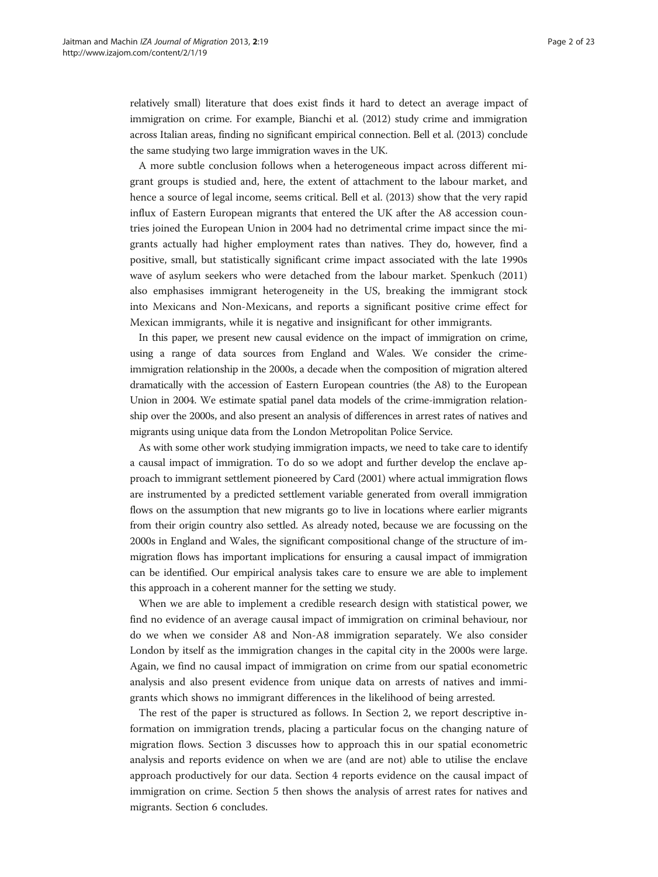relatively small) literature that does exist finds it hard to detect an average impact of immigration on crime. For example, Bianchi et al. (2012) study crime and immigration across Italian areas, finding no significant empirical connection. Bell et al. (2013) conclude the same studying two large immigration waves in the UK.

A more subtle conclusion follows when a heterogeneous impact across different migrant groups is studied and, here, the extent of attachment to the labour market, and hence a source of legal income, seems critical. Bell et al. (2013) show that the very rapid influx of Eastern European migrants that entered the UK after the A8 accession countries joined the European Union in 2004 had no detrimental crime impact since the migrants actually had higher employment rates than natives. They do, however, find a positive, small, but statistically significant crime impact associated with the late 1990s wave of asylum seekers who were detached from the labour market. Spenkuch (2011) also emphasises immigrant heterogeneity in the US, breaking the immigrant stock into Mexicans and Non-Mexicans, and reports a significant positive crime effect for Mexican immigrants, while it is negative and insignificant for other immigrants.

In this paper, we present new causal evidence on the impact of immigration on crime, using a range of data sources from England and Wales. We consider the crime-immigration relationship in the 2000s, a decade when the composition of migration altered dramatically with the accession of Eastern European countries (the A8) to the European Union in 2004. We estimate spatial panel data models of the crime-immigration relationship over the 2000s, and also present an analysis of differences in arrest rates of natives and migrants using unique data from the London Metropolitan Police Service.

As with some other work studying immigration impacts, we need to take care to identify a causal impact of immigration. To do so we adopt and further develop the enclave approach to immigrant settlement pioneered by Card (2001) where actual immigration flows are instrumented by a predicted settlement variable generated from overall immigration flows on the assumption that new migrants go to live in locations where earlier migrants from their origin country also settled. As already noted, because we are focussing on the 2000s in England and Wales, the significant compositional change of the structure of immigration flows has important implications for ensuring a causal impact of immigration can be identified. Our empirical analysis takes care to ensure we are able to implement this approach in a coherent manner for the setting we study.

When we are able to implement a credible research design with statistical power, we find no evidence of an average causal impact of immigration on criminal behaviour, nor do we when we consider A8 and Non-A8 immigration separately. We also consider London by itself as the immigration changes in the capital city in the 2000s were large. Again, we find no causal impact of immigration on crime from our spatial econometric analysis and also present evidence from unique data on arrests of natives and immigrants which shows no immigrant differences in the likelihood of being arrested.

The rest of the paper is structured as follows. In Section 2, we report descriptive information on immigration trends, placing a particular focus on the changing nature of migration flows. Section 3 discusses how to approach this in our spatial econometric analysis and reports evidence on when we are (and are not) able to utilise the enclave approach productively for our data. Section 4 reports evidence on the causal impact of immigration on crime. Section 5 then shows the analysis of arrest rates for natives and migrants. Section 6 concludes.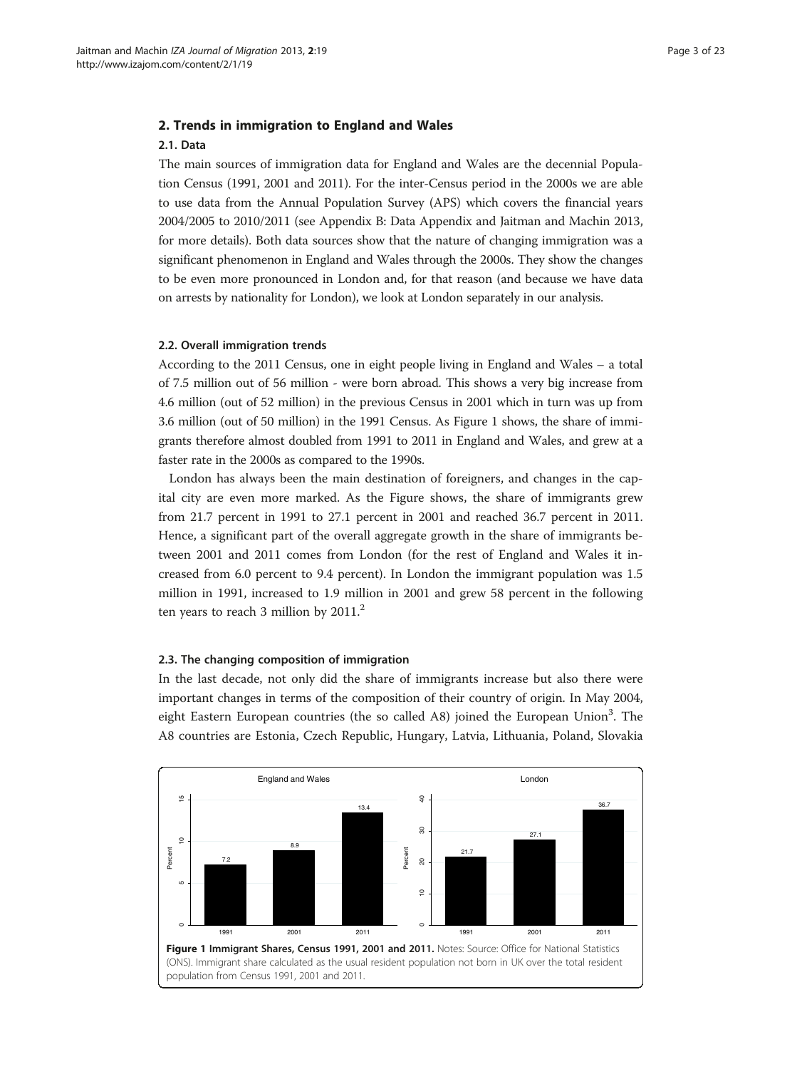## 2. Trends in immigration to England and Wales

### 2.1. Data

The main sources of immigration data for England and Wales are the decennial Population Census (1991, 2001 and 2011). For the inter-Census period in the 2000s we are able to use data from the Annual Population Survey (APS) which covers the financial years 2004/2005 to 2010/2011 (see Appendix B: Data Appendix and Jaitman and Machin 2013, for more details). Both data sources show that the nature of changing immigration was a significant phenomenon in England and Wales through the 2000s. They show the changes to be even more pronounced in London and, for that reason (and because we have data on arrests by nationality for London), we look at London separately in our analysis.

### 2.2. Overall immigration trends

According to the 2011 Census, one in eight people living in England and Wales – a total of 7.5 million out of 56 million - were born abroad. This shows a very big increase from 4.6 million (out of 52 million) in the previous Census in 2001 which in turn was up from 3.6 million (out of 50 million) in the 1991 Census. As Figure 1 shows, the share of immigrants therefore almost doubled from 1991 to 2011 in England and Wales, and grew at a faster rate in the 2000s as compared to the 1990s.

London has always been the main destination of foreigners, and changes in the capital city are even more marked. As the Figure shows, the share of immigrants grew from 21.7 percent in 1991 to 27.1 percent in 2001 and reached 36.7 percent in 2011. Hence, a significant part of the overall aggregate growth in the share of immigrants between 2001 and 2011 comes from London (for the rest of England and Wales it increased from 6.0 percent to 9.4 percent). In London the immigrant population was 1.5 million in 1991, increased to 1.9 million in 2001 and grew 58 percent in the following ten years to reach 3 million by 2011.[2]

### 2.3. The changing composition of immigration

In the last decade, not only did the share of immigrants increase but also there were important changes in terms of the composition of their country of origin. In May 2004, eight Eastern European countries (the so called A8) joined the European Union[3]. The A8 countries are Estonia, Czech Republic, Hungary, Latvia, Lithuania, Poland, Slovakia

**Figure 1 Immigrant Shares, Census 1991, 2001 and 2011.** Notes: Source: Office for National Statistics (ONS). Immigrant share calculated as the usual resident population not born in UK over the total resident population from Census 1991, 2001 and 2011.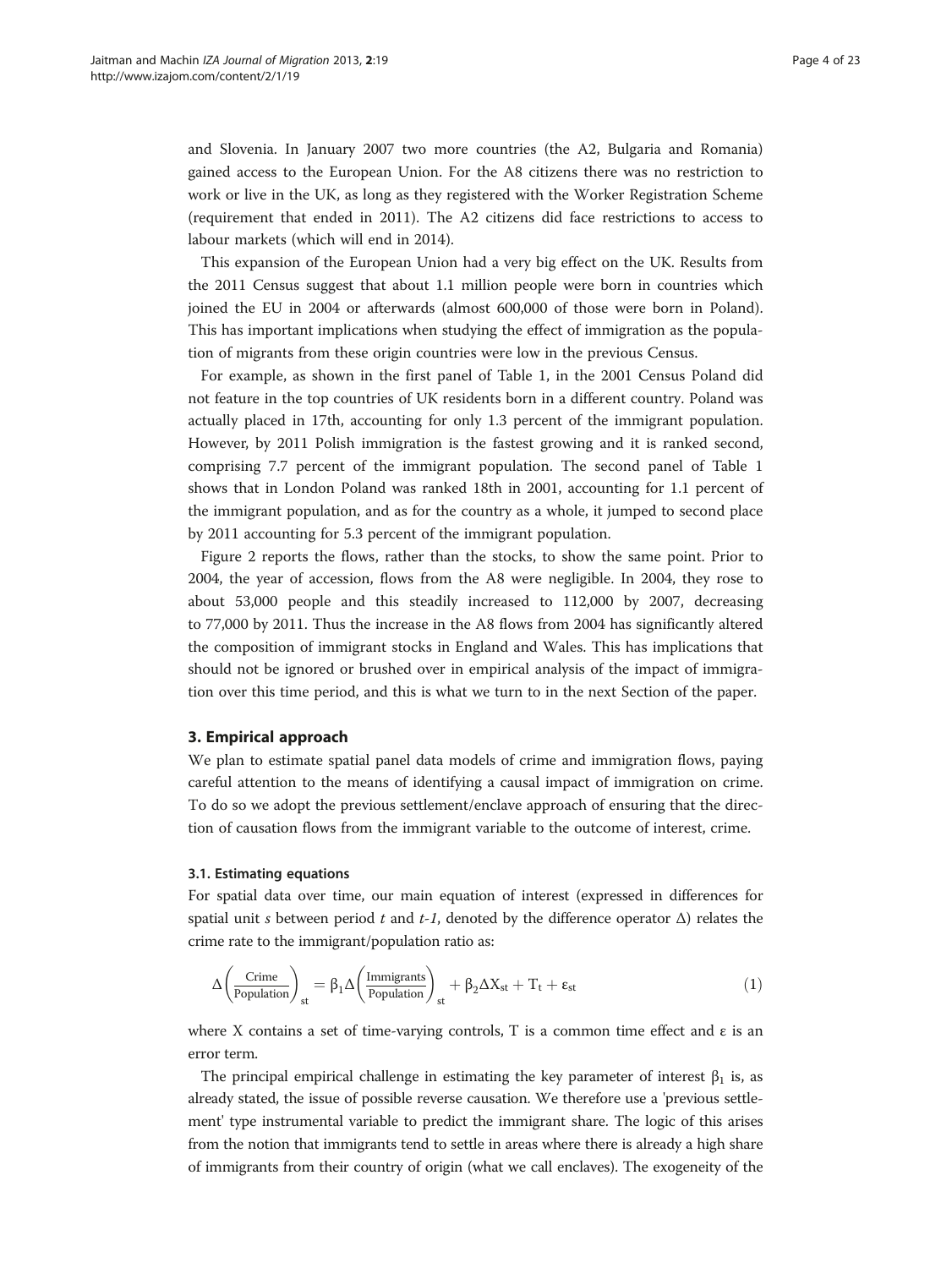and Slovenia. In January 2007 two more countries (the A2, Bulgaria and Romania) gained access to the European Union. For the A8 citizens there was no restriction to work or live in the UK, as long as they registered with the Worker Registration Scheme (requirement that ended in 2011). The A2 citizens did face restrictions to access to labour markets (which will end in 2014).

This expansion of the European Union had a very big effect on the UK. Results from the 2011 Census suggest that about 1.1 million people were born in countries which joined the EU in 2004 or afterwards (almost 600,000 of those were born in Poland). This has important implications when studying the effect of immigration as the population of migrants from these origin countries were low in the previous Census.

For example, as shown in the first panel of Table 1, in the 2001 Census Poland did not feature in the top countries of UK residents born in a different country. Poland was actually placed in 17th, accounting for only 1.3 percent of the immigrant population. However, by 2011 Polish immigration is the fastest growing and it is ranked second, comprising 7.7 percent of the immigrant population. The second panel of Table 1 shows that in London Poland was ranked 18th in 2001, accounting for 1.1 percent of the immigrant population, and as for the country as a whole, it jumped to second place by 2011 accounting for 5.3 percent of the immigrant population.

Figure 2 reports the flows, rather than the stocks, to show the same point. Prior to 2004, the year of accession, flows from the A8 were negligible. In 2004, they rose to about 53,000 people and this steadily increased to 112,000 by 2007, decreasing to 77,000 by 2011. Thus the increase in the A8 flows from 2004 has significantly altered the composition of immigrant stocks in England and Wales. This has implications that should not be ignored or brushed over in empirical analysis of the impact of immigration over this time period, and this is what we turn to in the next Section of the paper.

## 3. Empirical approach

We plan to estimate spatial panel data models of crime and immigration flows, paying careful attention to the means of identifying a causal impact of immigration on crime. To do so we adopt the previous settlement/enclave approach of ensuring that the direction of causation flows from the immigrant variable to the outcome of interest, crime.

### 3.1. Estimating equations

For spatial data over time, our main equation of interest (expressed in differences for spatial unit *s* between period *t* and *t-1*, denoted by the difference operator Δ) relates the crime rate to the immigrant/population ratio as:

$$\Delta\left(\frac{\text{Crime}}{\text{Population}}\right)_{st} = \beta_1 \Delta\left(\frac{\text{Immigrants}}{\text{Population}}\right)_{st} + \beta_2 \Delta X_{st} + T_t + \varepsilon_{st} \tag{1}$$

where X contains a set of time-varying controls, T is a common time effect and ε is an error term.

The principal empirical challenge in estimating the key parameter of interest $\beta_1$ is, as already stated, the issue of possible reverse causation. We therefore use a 'previous settlement' type instrumental variable to predict the immigrant share. The logic of this arises from the notion that immigrants tend to settle in areas where there is already a high share of immigrants from their country of origin (what we call enclaves). The exogeneity of the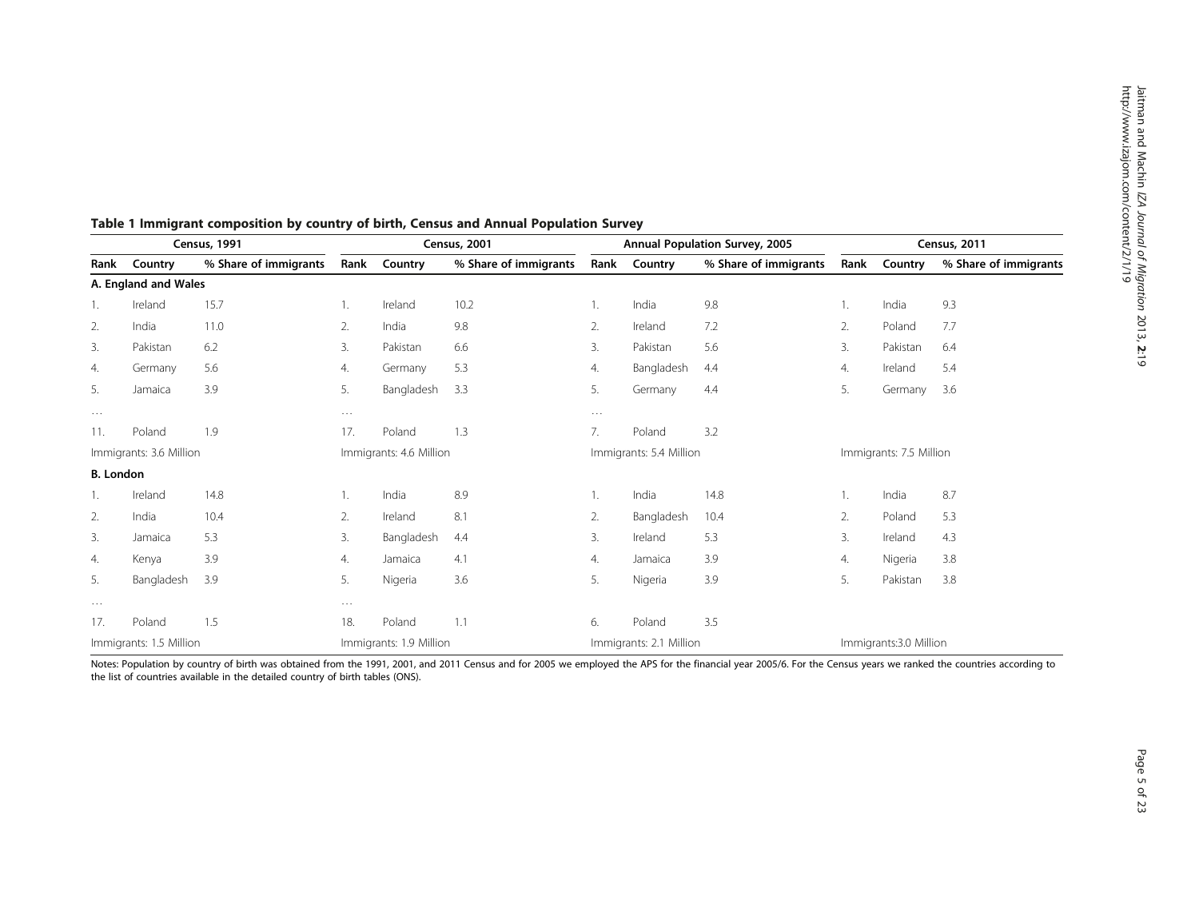**Table 1 Immigrant composition by country of birth, Census and Annual Population Survey**

| Census, 1991 | | | Census, 2001 | | | Annual Population Survey, 2005 | | | Census, 2011 | | |
|---|---|---|---|---|---|---|---|---|---|---|---|
| Rank | Country | % Share of immigrants | Rank | Country | % Share of immigrants | Rank | Country | % Share of immigrants | Rank | Country | % Share of immigrants |
| **A. England and Wales** | | | | | | | | | | | |
| 1. | Ireland | 15.7 | 1. | Ireland | 10.2 | 1. | India | 9.8 | 1. | India | 9.3 |
| 2. | India | 11.0 | 2. | India | 9.8 | 2. | Ireland | 7.2 | 2. | Poland | 7.7 |
| 3. | Pakistan | 6.2 | 3. | Pakistan | 6.6 | 3. | Pakistan | 5.6 | 3. | Pakistan | 6.4 |
| 4. | Germany | 5.6 | 4. | Germany | 5.3 | 4. | Bangladesh | 4.4 | 4. | Ireland | 5.4 |
| 5. | Jamaica | 3.9 | 5. | Bangladesh | 3.3 | 5. | Germany | 4.4 | 5. | Germany | 3.6 |
| … | | | … | | | … | | | | | |
| 11. | Poland | 1.9 | 17. | Poland | 1.3 | 7. | Poland | 3.2 | | | |
| Immigrants: 3.6 Million | | | Immigrants: 4.6 Million | | | Immigrants: 5.4 Million | | | Immigrants: 7.5 Million | | |
| **B. London** | | | | | | | | | | | |
| 1. | Ireland | 14.8 | 1. | India | 8.9 | 1. | India | 14.8 | 1. | India | 8.7 |
| 2. | India | 10.4 | 2. | Ireland | 8.1 | 2. | Bangladesh | 10.4 | 2. | Poland | 5.3 |
| 3. | Jamaica | 5.3 | 3. | Bangladesh | 4.4 | 3. | Ireland | 5.3 | 3. | Ireland | 4.3 |
| 4. | Kenya | 3.9 | 4. | Jamaica | 4.1 | 4. | Jamaica | 3.9 | 4. | Nigeria | 3.8 |
| 5. | Bangladesh | 3.9 | 5. | Nigeria | 3.6 | 5. | Nigeria | 3.9 | 5. | Pakistan | 3.8 |
| … | | | … | | | | | | | | |
| 17. | Poland | 1.5 | 18. | Poland | 1.1 | 6. | Poland | 3.5 | | | |
| Immigrants: 1.5 Million | | | Immigrants: 1.9 Million | | | Immigrants: 2.1 Million | | | Immigrants:3.0 Million | | |

Notes: Population by country of birth was obtained from the 1991, 2001, and 2011 Census and for 2005 we employed the APS for the financial year 2005/6. For the Census years we ranked the countries according to the list of countries available in the detailed country of birth tables (ONS).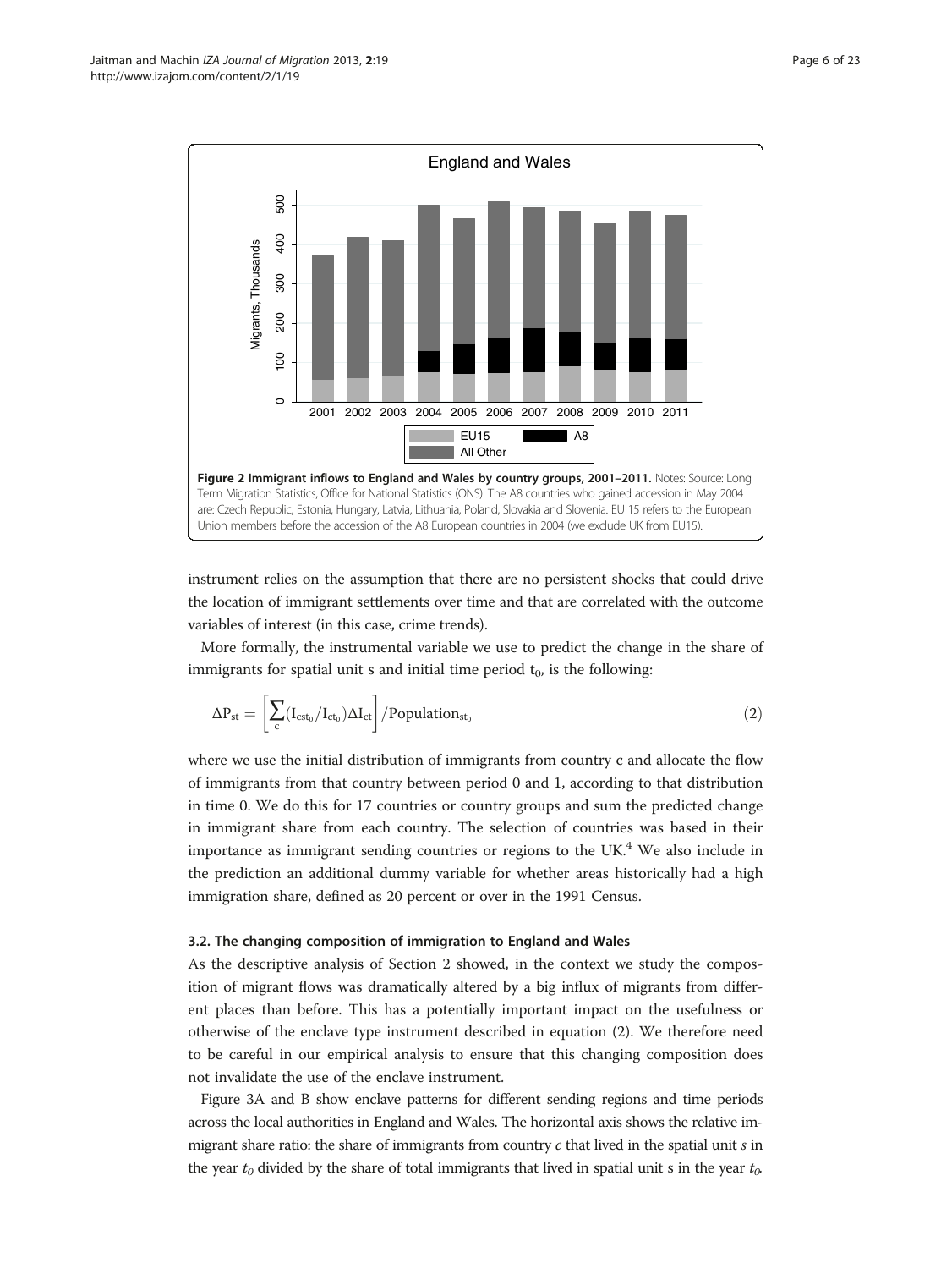**Figure 2 Immigrant inflows to England and Wales by country groups, 2001–2011.** Notes: Source: Long Term Migration Statistics, Office for National Statistics (ONS). The A8 countries who gained accession in May 2004 are: Czech Republic, Estonia, Hungary, Latvia, Lithuania, Poland, Slovakia and Slovenia. EU 15 refers to the European Union members before the accession of the A8 European countries in 2004 (we exclude UK from EU15).

instrument relies on the assumption that there are no persistent shocks that could drive the location of immigrant settlements over time and that are correlated with the outcome variables of interest (in this case, crime trends).

More formally, the instrumental variable we use to predict the change in the share of immigrants for spatial unit s and initial time period $t_0$, is the following:

$$\Delta P_{st} = \left[\sum_{c} (I_{cst_0}/I_{ct_0})\Delta I_{ct}\right] / \text{Population}_{st_0} \tag{2}$$

where we use the initial distribution of immigrants from country c and allocate the flow of immigrants from that country between period 0 and 1, according to that distribution in time 0. We do this for 17 countries or country groups and sum the predicted change in immigrant share from each country. The selection of countries was based in their importance as immigrant sending countries or regions to the UK.[4] We also include in the prediction an additional dummy variable for whether areas historically had a high immigration share, defined as 20 percent or over in the 1991 Census.

### 3.2. The changing composition of immigration to England and Wales

As the descriptive analysis of Section 2 showed, in the context we study the composition of migrant flows was dramatically altered by a big influx of migrants from different places than before. This has a potentially important impact on the usefulness or otherwise of the enclave type instrument described in equation (2). We therefore need to be careful in our empirical analysis to ensure that this changing composition does not invalidate the use of the enclave instrument.

Figure 3A and B show enclave patterns for different sending regions and time periods across the local authorities in England and Wales. The horizontal axis shows the relative immigrant share ratio: the share of immigrants from country *c* that lived in the spatial unit *s* in the year $t_0$ divided by the share of total immigrants that lived in spatial unit s in the year $t_0$.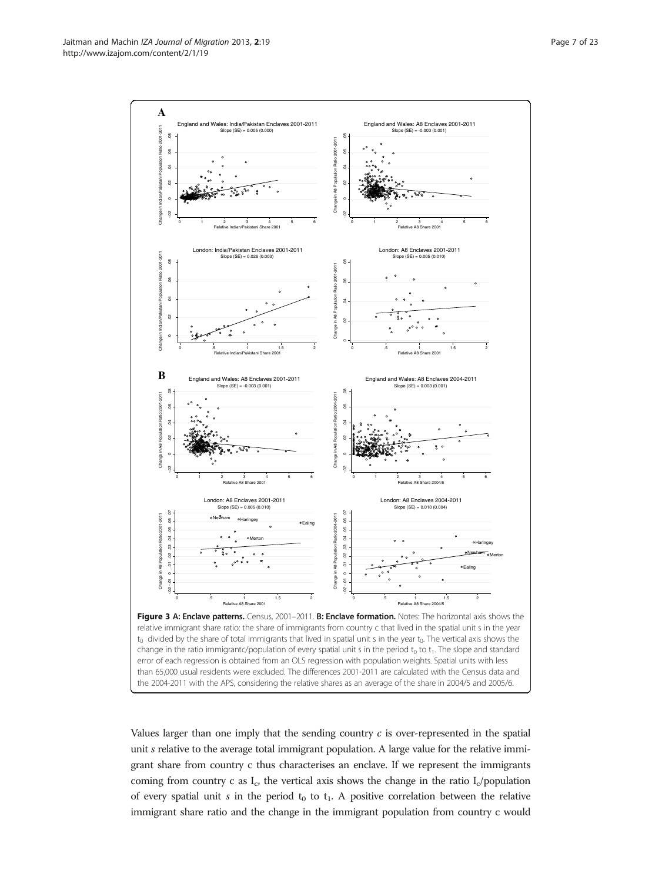**Figure 3 A: Enclave patterns.** Census, 2001–2011. **B: Enclave formation.** Notes: The horizontal axis shows the relative immigrant share ratio: the share of immigrants from country c that lived in the spatial unit s in the year $t_0$ divided by the share of total immigrants that lived in spatial unit s in the year $t_0$. The vertical axis shows the change in the ratio immigrantc/population of every spatial unit s in the period $t_0$ to $t_1$. The slope and standard error of each regression is obtained from an OLS regression with population weights. Spatial units with less than 65,000 usual residents were excluded. The differences 2001-2011 are calculated with the Census data and the 2004-2011 with the APS, considering the relative shares as an average of the share in 2004/5 and 2005/6.

Values larger than one imply that the sending country *c* is over-represented in the spatial unit *s* relative to the average total immigrant population. A large value for the relative immigrant share from country c thus characterises an enclave. If we represent the immigrants coming from country c as $I_c$, the vertical axis shows the change in the ratio $I_c$/population of every spatial unit *s* in the period $t_0$ to $t_1$. A positive correlation between the relative immigrant share ratio and the change in the immigrant population from country c would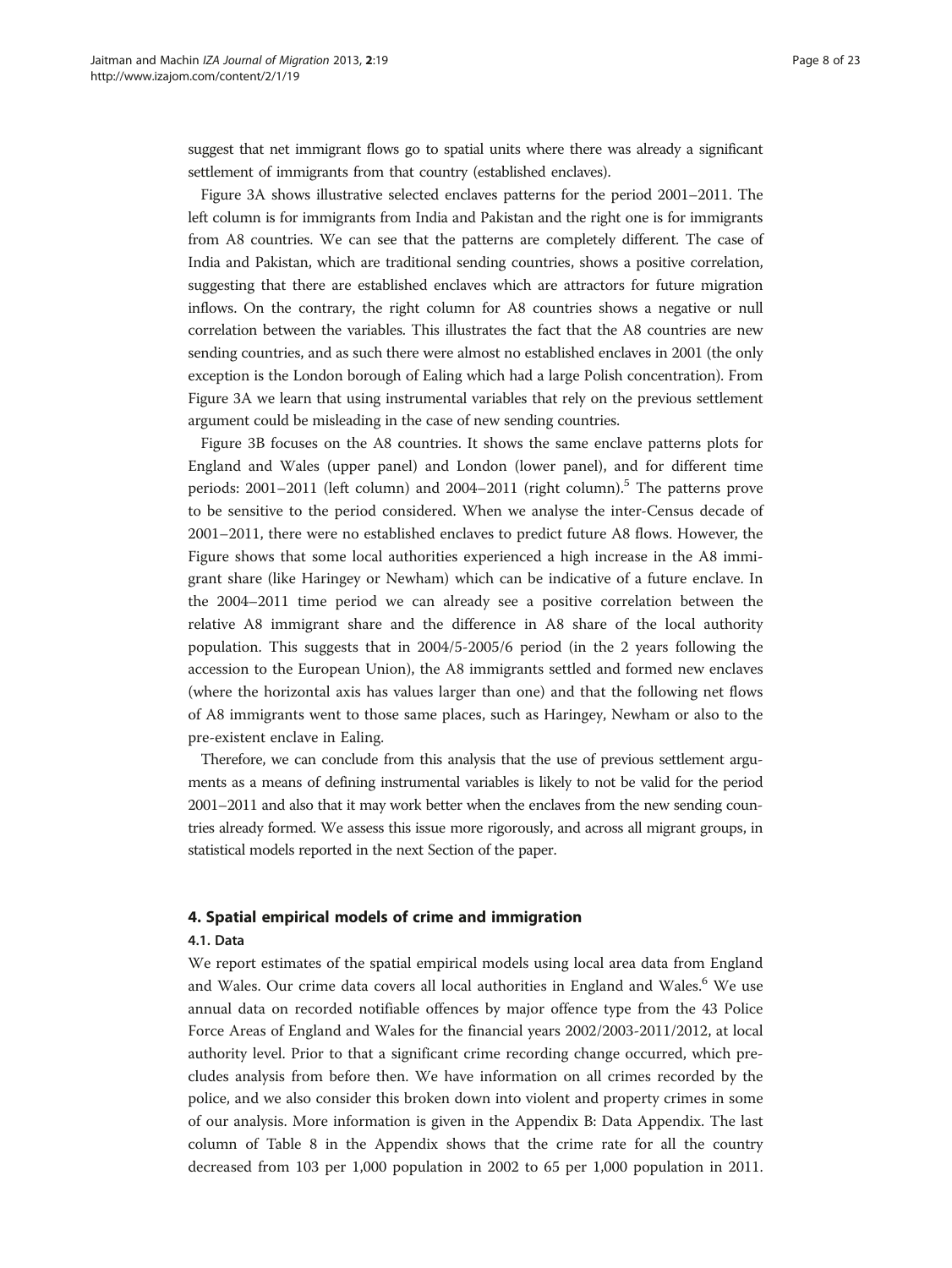suggest that net immigrant flows go to spatial units where there was already a significant settlement of immigrants from that country (established enclaves).

Figure 3A shows illustrative selected enclaves patterns for the period 2001–2011. The left column is for immigrants from India and Pakistan and the right one is for immigrants from A8 countries. We can see that the patterns are completely different. The case of India and Pakistan, which are traditional sending countries, shows a positive correlation, suggesting that there are established enclaves which are attractors for future migration inflows. On the contrary, the right column for A8 countries shows a negative or null correlation between the variables. This illustrates the fact that the A8 countries are new sending countries, and as such there were almost no established enclaves in 2001 (the only exception is the London borough of Ealing which had a large Polish concentration). From Figure 3A we learn that using instrumental variables that rely on the previous settlement argument could be misleading in the case of new sending countries.

Figure 3B focuses on the A8 countries. It shows the same enclave patterns plots for England and Wales (upper panel) and London (lower panel), and for different time periods: 2001–2011 (left column) and 2004–2011 (right column).[5] The patterns prove to be sensitive to the period considered. When we analyse the inter-Census decade of 2001–2011, there were no established enclaves to predict future A8 flows. However, the Figure shows that some local authorities experienced a high increase in the A8 immigrant share (like Haringey or Newham) which can be indicative of a future enclave. In the 2004–2011 time period we can already see a positive correlation between the relative A8 immigrant share and the difference in A8 share of the local authority population. This suggests that in 2004/5-2005/6 period (in the 2 years following the accession to the European Union), the A8 immigrants settled and formed new enclaves (where the horizontal axis has values larger than one) and that the following net flows of A8 immigrants went to those same places, such as Haringey, Newham or also to the pre-existent enclave in Ealing.

Therefore, we can conclude from this analysis that the use of previous settlement arguments as a means of defining instrumental variables is likely to not be valid for the period 2001–2011 and also that it may work better when the enclaves from the new sending countries already formed. We assess this issue more rigorously, and across all migrant groups, in statistical models reported in the next Section of the paper.

## 4. Spatial empirical models of crime and immigration

### 4.1. Data

We report estimates of the spatial empirical models using local area data from England and Wales. Our crime data covers all local authorities in England and Wales.[6] We use annual data on recorded notifiable offences by major offence type from the 43 Police Force Areas of England and Wales for the financial years 2002/2003-2011/2012, at local authority level. Prior to that a significant crime recording change occurred, which precludes analysis from before then. We have information on all crimes recorded by the police, and we also consider this broken down into violent and property crimes in some of our analysis. More information is given in the Appendix B: Data Appendix. The last column of Table 8 in the Appendix shows that the crime rate for all the country decreased from 103 per 1,000 population in 2002 to 65 per 1,000 population in 2011.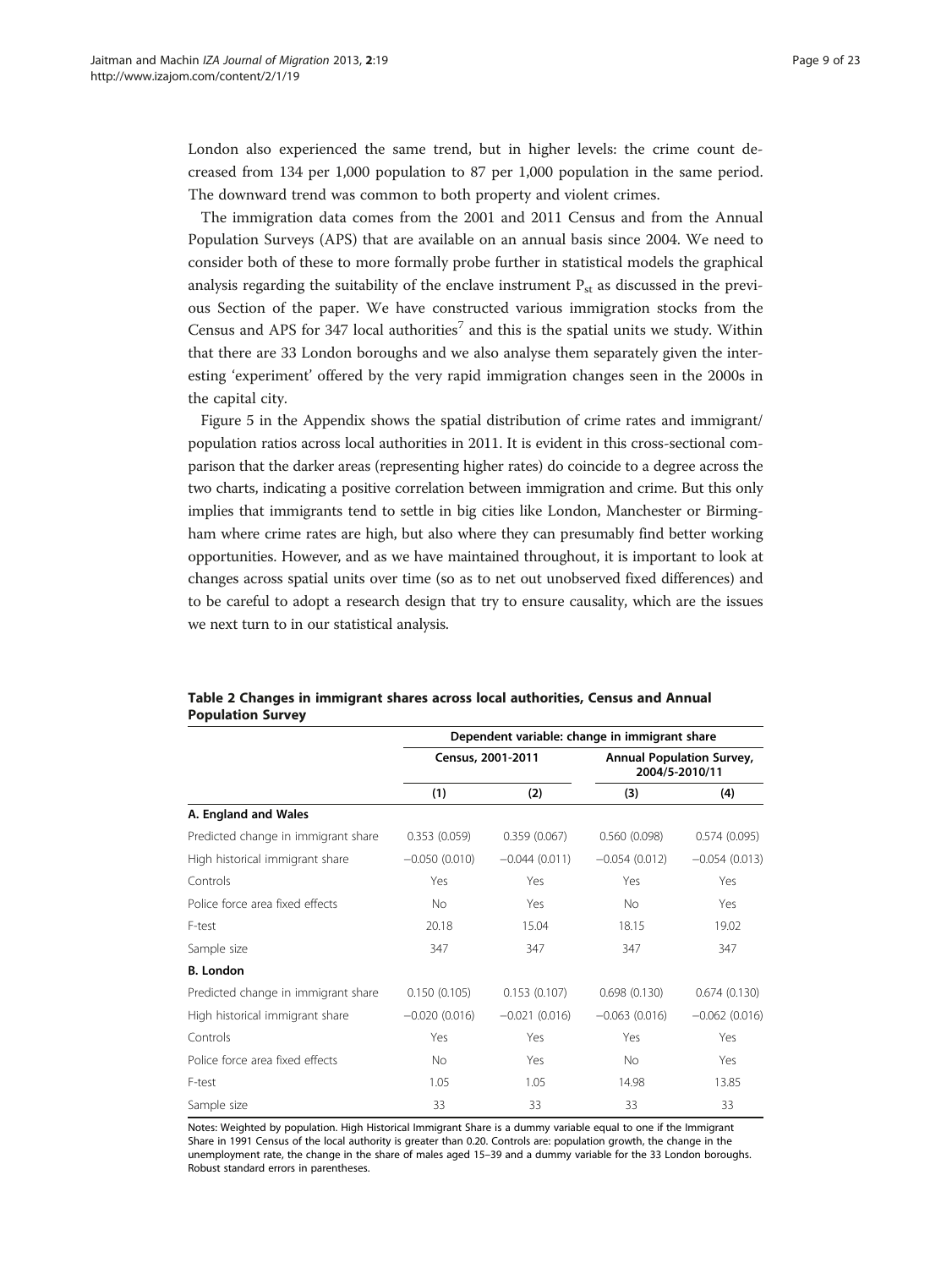London also experienced the same trend, but in higher levels: the crime count decreased from 134 per 1,000 population to 87 per 1,000 population in the same period. The downward trend was common to both property and violent crimes.

The immigration data comes from the 2001 and 2011 Census and from the Annual Population Surveys (APS) that are available on an annual basis since 2004. We need to consider both of these to more formally probe further in statistical models the graphical analysis regarding the suitability of the enclave instrument $P_{st}$ as discussed in the previous Section of the paper. We have constructed various immigration stocks from the Census and APS for 347 local authorities[7] and this is the spatial units we study. Within that there are 33 London boroughs and we also analyse them separately given the interesting 'experiment' offered by the very rapid immigration changes seen in the 2000s in the capital city.

Figure 5 in the Appendix shows the spatial distribution of crime rates and immigrant/population ratios across local authorities in 2011. It is evident in this cross-sectional comparison that the darker areas (representing higher rates) do coincide to a degree across the two charts, indicating a positive correlation between immigration and crime. But this only implies that immigrants tend to settle in big cities like London, Manchester or Birmingham where crime rates are high, but also where they can presumably find better working opportunities. However, and as we have maintained throughout, it is important to look at changes across spatial units over time (so as to net out unobserved fixed differences) and to be careful to adopt a research design that try to ensure causality, which are the issues we next turn to in our statistical analysis.

**Table 2 Changes in immigrant shares across local authorities, Census and Annual Population Survey**

| | Dependent variable: change in immigrant share | | | |
|---|---|---|---|---|
| | Census, 2001-2011 | | Annual Population Survey, 2004/5-2010/11 | |
| | (1) | (2) | (3) | (4) |
| **A. England and Wales** | | | | |
| Predicted change in immigrant share | 0.353 (0.059) | 0.359 (0.067) | 0.560 (0.098) | 0.574 (0.095) |
| High historical immigrant share | −0.050 (0.010) | −0.044 (0.011) | −0.054 (0.012) | −0.054 (0.013) |
| Controls | Yes | Yes | Yes | Yes |
| Police force area fixed effects | No | Yes | No | Yes |
| F-test | 20.18 | 15.04 | 18.15 | 19.02 |
| Sample size | 347 | 347 | 347 | 347 |
| **B. London** | | | | |
| Predicted change in immigrant share | 0.150 (0.105) | 0.153 (0.107) | 0.698 (0.130) | 0.674 (0.130) |
| High historical immigrant share | −0.020 (0.016) | −0.021 (0.016) | −0.063 (0.016) | −0.062 (0.016) |
| Controls | Yes | Yes | Yes | Yes |
| Police force area fixed effects | No | Yes | No | Yes |
| F-test | 1.05 | 1.05 | 14.98 | 13.85 |
| Sample size | 33 | 33 | 33 | 33 |

Notes: Weighted by population. High Historical Immigrant Share is a dummy variable equal to one if the Immigrant Share in 1991 Census of the local authority is greater than 0.20. Controls are: population growth, the change in the unemployment rate, the change in the share of males aged 15–39 and a dummy variable for the 33 London boroughs. Robust standard errors in parentheses.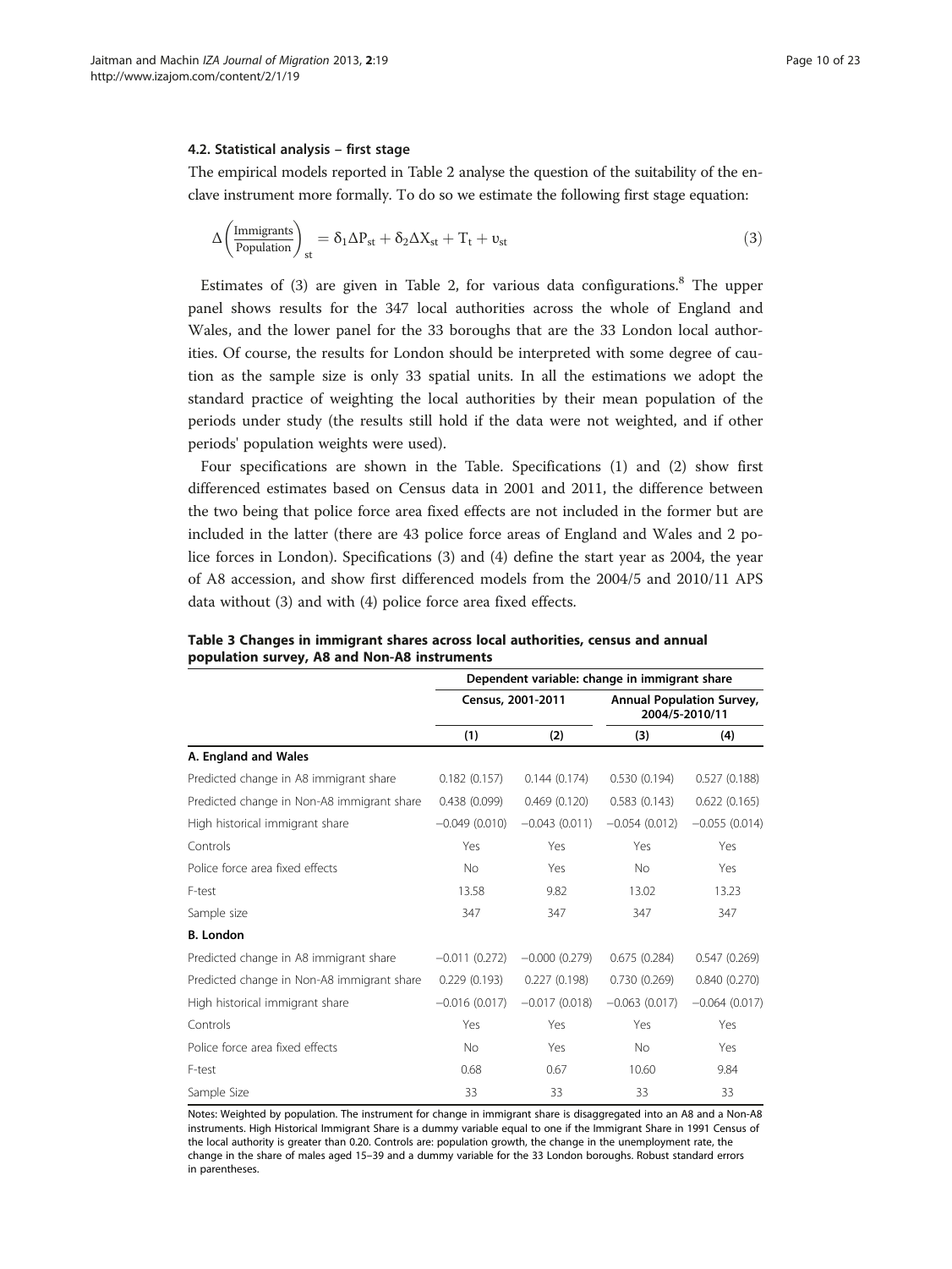### 4.2. Statistical analysis – first stage

The empirical models reported in Table 2 analyse the question of the suitability of the enclave instrument more formally. To do so we estimate the following first stage equation:

$$\Delta\left(\frac{\text{Immigrants}}{\text{Population}}\right)_{st} = \delta_1 \Delta P_{st} + \delta_2 \Delta X_{st} + T_t + \upsilon_{st} \tag{3}$$

Estimates of (3) are given in Table 2, for various data configurations.[8] The upper panel shows results for the 347 local authorities across the whole of England and Wales, and the lower panel for the 33 boroughs that are the 33 London local authorities. Of course, the results for London should be interpreted with some degree of caution as the sample size is only 33 spatial units. In all the estimations we adopt the standard practice of weighting the local authorities by their mean population of the periods under study (the results still hold if the data were not weighted, and if other periods' population weights were used).

Four specifications are shown in the Table. Specifications (1) and (2) show first differenced estimates based on Census data in 2001 and 2011, the difference between the two being that police force area fixed effects are not included in the former but are included in the latter (there are 43 police force areas of England and Wales and 2 police forces in London). Specifications (3) and (4) define the start year as 2004, the year of A8 accession, and show first differenced models from the 2004/5 and 2010/11 APS data without (3) and with (4) police force area fixed effects.

**Table 3 Changes in immigrant shares across local authorities, census and annual population survey, A8 and Non-A8 instruments**

| | Dependent variable: change in immigrant share | | | |
|---|---|---|---|---|
| | Census, 2001-2011 | | Annual Population Survey, 2004/5-2010/11 | |
| | (1) | (2) | (3) | (4) |
| **A. England and Wales** | | | | |
| Predicted change in A8 immigrant share | 0.182 (0.157) | 0.144 (0.174) | 0.530 (0.194) | 0.527 (0.188) |
| Predicted change in Non-A8 immigrant share | 0.438 (0.099) | 0.469 (0.120) | 0.583 (0.143) | 0.622 (0.165) |
| High historical immigrant share | −0.049 (0.010) | −0.043 (0.011) | −0.054 (0.012) | −0.055 (0.014) |
| Controls | Yes | Yes | Yes | Yes |
| Police force area fixed effects | No | Yes | No | Yes |
| F-test | 13.58 | 9.82 | 13.02 | 13.23 |
| Sample size | 347 | 347 | 347 | 347 |
| **B. London** | | | | |
| Predicted change in A8 immigrant share | −0.011 (0.272) | −0.000 (0.279) | 0.675 (0.284) | 0.547 (0.269) |
| Predicted change in Non-A8 immigrant share | 0.229 (0.193) | 0.227 (0.198) | 0.730 (0.269) | 0.840 (0.270) |
| High historical immigrant share | −0.016 (0.017) | −0.017 (0.018) | −0.063 (0.017) | −0.064 (0.017) |
| Controls | Yes | Yes | Yes | Yes |
| Police force area fixed effects | No | Yes | No | Yes |
| F-test | 0.68 | 0.67 | 10.60 | 9.84 |
| Sample Size | 33 | 33 | 33 | 33 |

Notes: Weighted by population. The instrument for change in immigrant share is disaggregated into an A8 and a Non-A8 instruments. High Historical Immigrant Share is a dummy variable equal to one if the Immigrant Share in 1991 Census of the local authority is greater than 0.20. Controls are: population growth, the change in the unemployment rate, the change in the share of males aged 15–39 and a dummy variable for the 33 London boroughs. Robust standard errors in parentheses.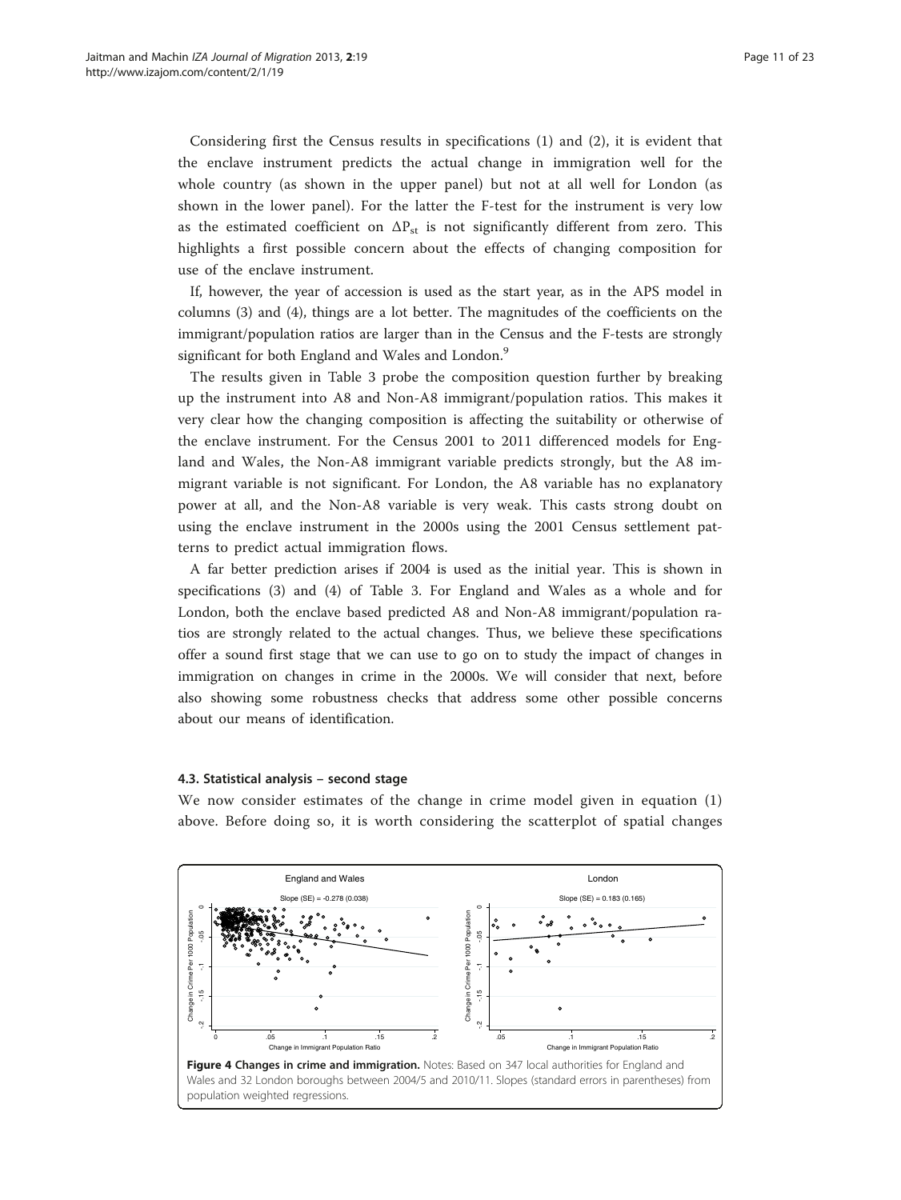Considering first the Census results in specifications (1) and (2), it is evident that the enclave instrument predicts the actual change in immigration well for the whole country (as shown in the upper panel) but not at all well for London (as shown in the lower panel). For the latter the F-test for the instrument is very low as the estimated coefficient on $\Delta P_{st}$ is not significantly different from zero. This highlights a first possible concern about the effects of changing composition for use of the enclave instrument.

If, however, the year of accession is used as the start year, as in the APS model in columns (3) and (4), things are a lot better. The magnitudes of the coefficients on the immigrant/population ratios are larger than in the Census and the F-tests are strongly significant for both England and Wales and London.[9]

The results given in Table 3 probe the composition question further by breaking up the instrument into A8 and Non-A8 immigrant/population ratios. This makes it very clear how the changing composition is affecting the suitability or otherwise of the enclave instrument. For the Census 2001 to 2011 differenced models for England and Wales, the Non-A8 immigrant variable predicts strongly, but the A8 immigrant variable is not significant. For London, the A8 variable has no explanatory power at all, and the Non-A8 variable is very weak. This casts strong doubt on using the enclave instrument in the 2000s using the 2001 Census settlement patterns to predict actual immigration flows.

A far better prediction arises if 2004 is used as the initial year. This is shown in specifications (3) and (4) of Table 3. For England and Wales as a whole and for London, both the enclave based predicted A8 and Non-A8 immigrant/population ratios are strongly related to the actual changes. Thus, we believe these specifications offer a sound first stage that we can use to go on to study the impact of changes in immigration on changes in crime in the 2000s. We will consider that next, before also showing some robustness checks that address some other possible concerns about our means of identification.

### 4.3. Statistical analysis – second stage

We now consider estimates of the change in crime model given in equation (1) above. Before doing so, it is worth considering the scatterplot of spatial changes

**Figure 4 Changes in crime and immigration.** Notes: Based on 347 local authorities for England and Wales and 32 London boroughs between 2004/5 and 2010/11. Slopes (standard errors in parentheses) from population weighted regressions.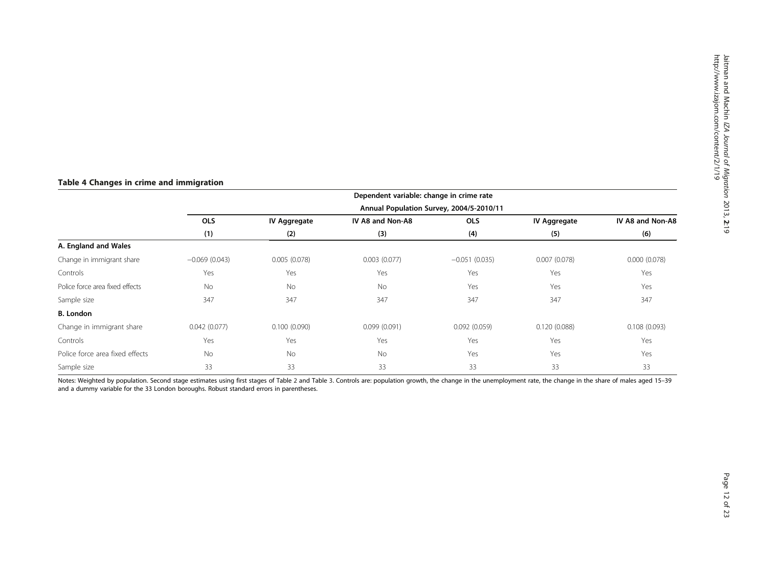**Table 4 Changes in crime and immigration**

| | Dependent variable: change in crime rate | | | | | |
|---|---|---|---|---|---|---|
| | Annual Population Survey, 2004/5-2010/11 | | | | | |
| | OLS | IV Aggregate | IV A8 and Non-A8 | OLS | IV Aggregate | IV A8 and Non-A8 |
| | (1) | (2) | (3) | (4) | (5) | (6) |
| **A. England and Wales** | | | | | | |
| Change in immigrant share | −0.069 (0.043) | 0.005 (0.078) | 0.003 (0.077) | −0.051 (0.035) | 0.007 (0.078) | 0.000 (0.078) |
| Controls | Yes | Yes | Yes | Yes | Yes | Yes |
| Police force area fixed effects | No | No | No | Yes | Yes | Yes |
| Sample size | 347 | 347 | 347 | 347 | 347 | 347 |
| **B. London** | | | | | | |
| Change in immigrant share | 0.042 (0.077) | 0.100 (0.090) | 0.099 (0.091) | 0.092 (0.059) | 0.120 (0.088) | 0.108 (0.093) |
| Controls | Yes | Yes | Yes | Yes | Yes | Yes |
| Police force area fixed effects | No | No | No | Yes | Yes | Yes |
| Sample size | 33 | 33 | 33 | 33 | 33 | 33 |

Notes: Weighted by population. Second stage estimates using first stages of Table 2 and Table 3. Controls are: population growth, the change in the unemployment rate, the change in the share of males aged 15–39 and a dummy variable for the 33 London boroughs. Robust standard errors in parentheses.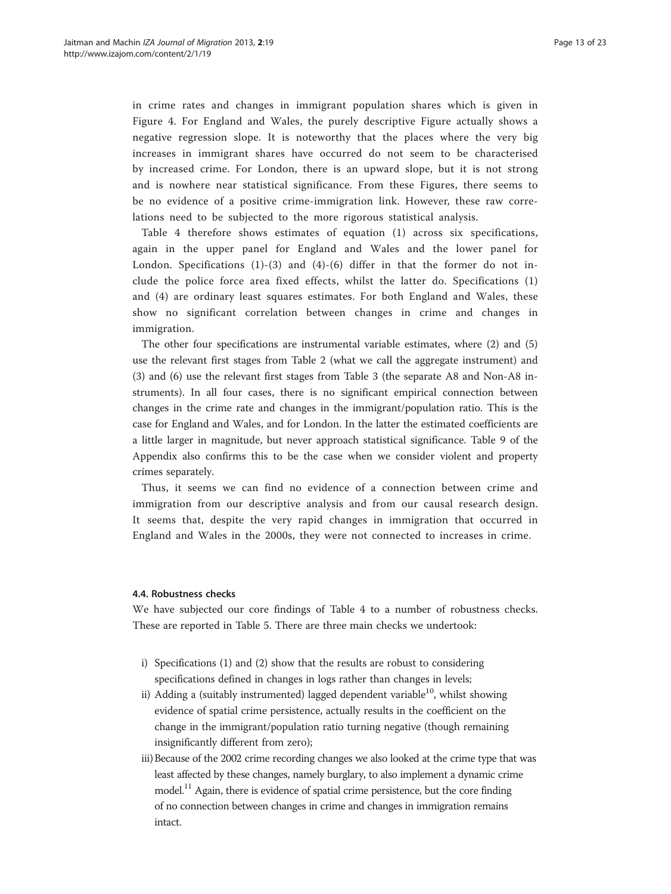in crime rates and changes in immigrant population shares which is given in Figure 4. For England and Wales, the purely descriptive Figure actually shows a negative regression slope. It is noteworthy that the places where the very big increases in immigrant shares have occurred do not seem to be characterised by increased crime. For London, there is an upward slope, but it is not strong and is nowhere near statistical significance. From these Figures, there seems to be no evidence of a positive crime-immigration link. However, these raw correlations need to be subjected to the more rigorous statistical analysis.

Table 4 therefore shows estimates of equation (1) across six specifications, again in the upper panel for England and Wales and the lower panel for London. Specifications (1)-(3) and (4)-(6) differ in that the former do not include the police force area fixed effects, whilst the latter do. Specifications (1) and (4) are ordinary least squares estimates. For both England and Wales, these show no significant correlation between changes in crime and changes in immigration.

The other four specifications are instrumental variable estimates, where (2) and (5) use the relevant first stages from Table 2 (what we call the aggregate instrument) and (3) and (6) use the relevant first stages from Table 3 (the separate A8 and Non-A8 instruments). In all four cases, there is no significant empirical connection between changes in the crime rate and changes in the immigrant/population ratio. This is the case for England and Wales, and for London. In the latter the estimated coefficients are a little larger in magnitude, but never approach statistical significance. Table 9 of the Appendix also confirms this to be the case when we consider violent and property crimes separately.

Thus, it seems we can find no evidence of a connection between crime and immigration from our descriptive analysis and from our causal research design. It seems that, despite the very rapid changes in immigration that occurred in England and Wales in the 2000s, they were not connected to increases in crime.

#### 4.4. Robustness checks

We have subjected our core findings of Table 4 to a number of robustness checks. These are reported in Table 5. There are three main checks we undertook:

i) Specifications (1) and (2) show that the results are robust to considering specifications defined in changes in logs rather than changes in levels;
ii) Adding a (suitably instrumented) lagged dependent variable[10], whilst showing evidence of spatial crime persistence, actually results in the coefficient on the change in the immigrant/population ratio turning negative (though remaining insignificantly different from zero);
iii) Because of the 2002 crime recording changes we also looked at the crime type that was least affected by these changes, namely burglary, to also implement a dynamic crime model.[11] Again, there is evidence of spatial crime persistence, but the core finding of no connection between changes in crime and changes in immigration remains intact.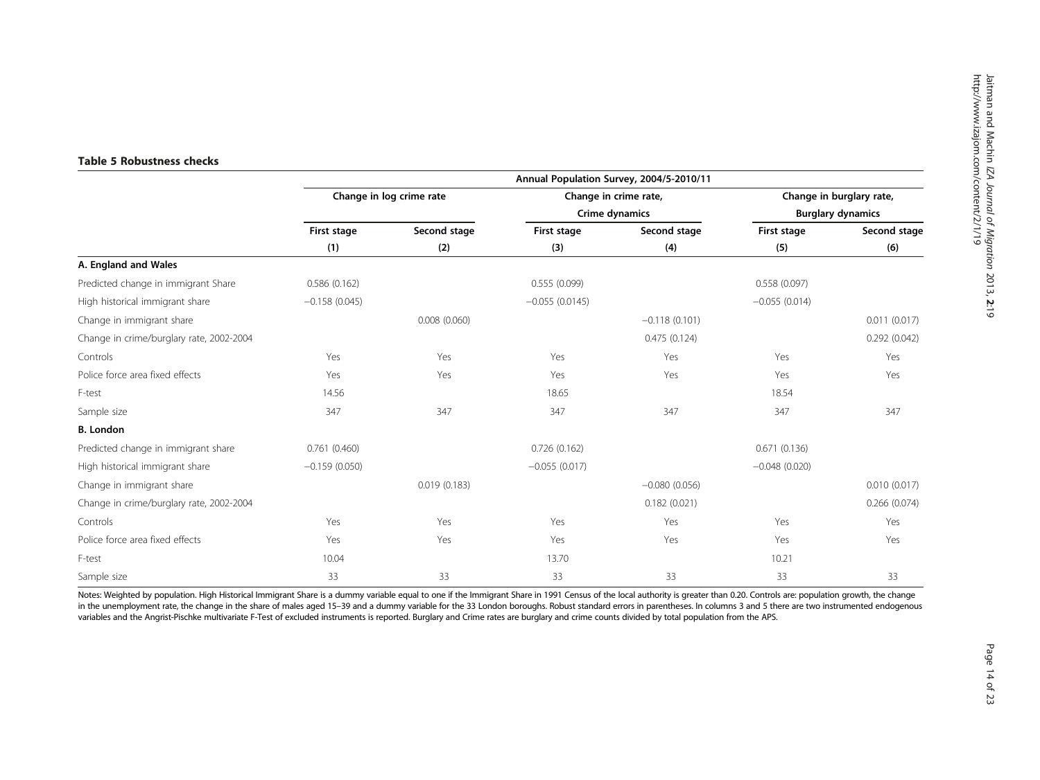**Table 5 Robustness checks**

| | Annual Population Survey, 2004/5-2010/11 | | | | | |
|---|---|---|---|---|---|---|
| | Change in log crime rate | | Change in crime rate, Crime dynamics | | Change in burglary rate, Burglary dynamics | |
| | First stage | Second stage | First stage | Second stage | First stage | Second stage |
| | (1) | (2) | (3) | (4) | (5) | (6) |
| **A. England and Wales** | | | | | | |
| Predicted change in immigrant Share | 0.586 (0.162) | | 0.555 (0.099) | | 0.558 (0.097) | |
| High historical immigrant share | −0.158 (0.045) | | −0.055 (0.0145) | | −0.055 (0.014) | |
| Change in immigrant share | | 0.008 (0.060) | | −0.118 (0.101) | | 0.011 (0.017) |
| Change in crime/burglary rate, 2002-2004 | | | | 0.475 (0.124) | | 0.292 (0.042) |
| Controls | Yes | Yes | Yes | Yes | Yes | Yes |
| Police force area fixed effects | Yes | Yes | Yes | Yes | Yes | Yes |
| F-test | 14.56 | | 18.65 | | 18.54 | |
| Sample size | 347 | 347 | 347 | 347 | 347 | 347 |
| **B. London** | | | | | | |
| Predicted change in immigrant share | 0.761 (0.460) | | 0.726 (0.162) | | 0.671 (0.136) | |
| High historical immigrant share | −0.159 (0.050) | | −0.055 (0.017) | | −0.048 (0.020) | |
| Change in immigrant share | | 0.019 (0.183) | | −0.080 (0.056) | | 0.010 (0.017) |
| Change in crime/burglary rate, 2002-2004 | | | | 0.182 (0.021) | | 0.266 (0.074) |
| Controls | Yes | Yes | Yes | Yes | Yes | Yes |
| Police force area fixed effects | Yes | Yes | Yes | Yes | Yes | Yes |
| F-test | 10.04 | | 13.70 | | 10.21 | |
| Sample size | 33 | 33 | 33 | 33 | 33 | 33 |

Notes: Weighted by population. High Historical Immigrant Share is a dummy variable equal to one if the Immigrant Share in 1991 Census of the local authority is greater than 0.20. Controls are: population growth, the change in the unemployment rate, the change in the share of males aged 15–39 and a dummy variable for the 33 London boroughs. Robust standard errors in parentheses. In columns 3 and 5 there are two instrumented endogenous variables and the Angrist-Pischke multivariate F-Test of excluded instruments is reported. Burglary and Crime rates are burglary and crime counts divided by total population from the APS.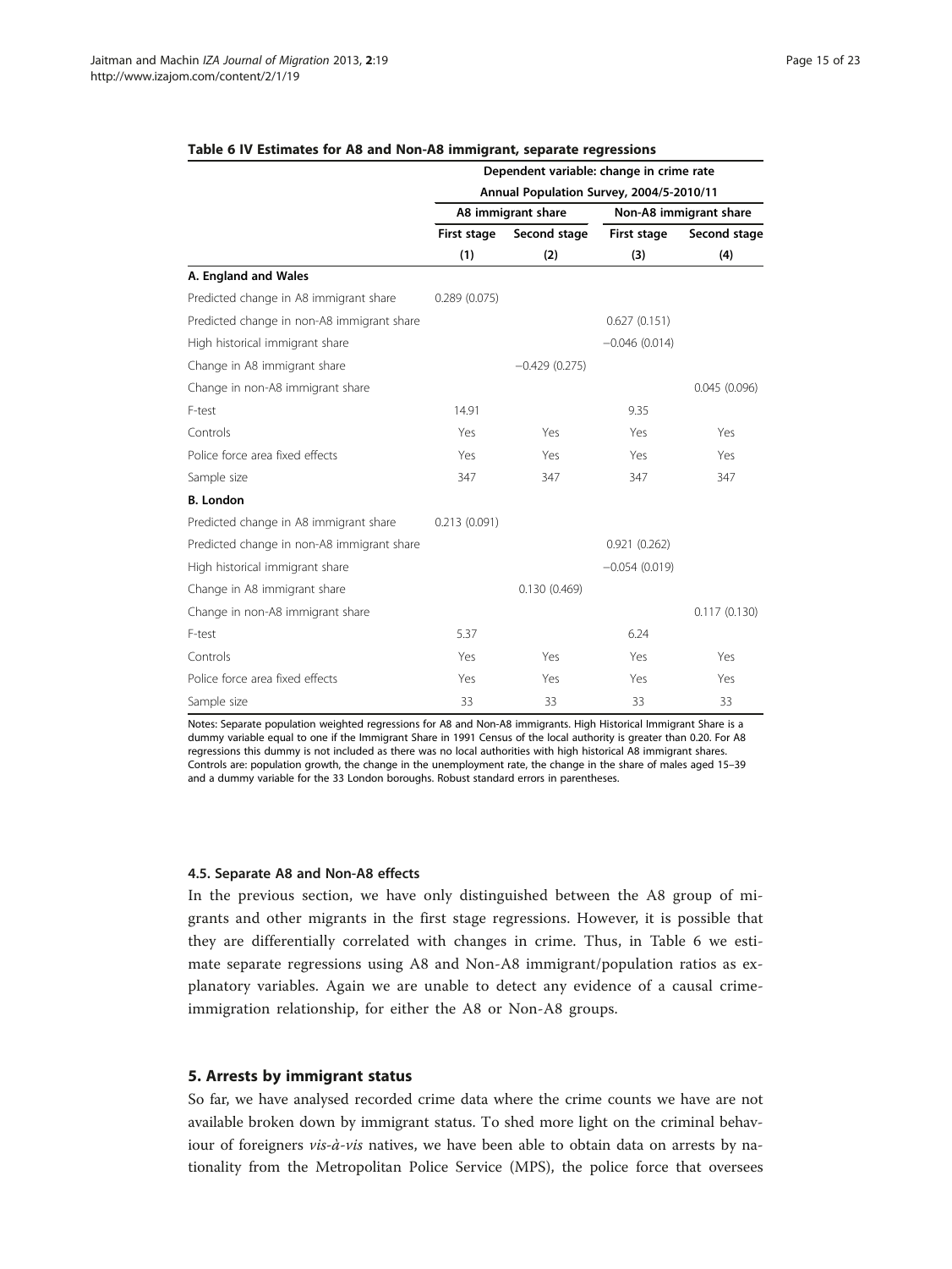**Table 6 IV Estimates for A8 and Non-A8 immigrant, separate regressions**

| | Dependent variable: change in crime rate | | | |
|---|---|---|---|---|
| | Annual Population Survey, 2004/5-2010/11 | | | |
| | A8 immigrant share | | Non-A8 immigrant share | |
| | First stage | Second stage | First stage | Second stage |
| | (1) | (2) | (3) | (4) |
| **A. England and Wales** | | | | |
| Predicted change in A8 immigrant share | 0.289 (0.075) | | | |
| Predicted change in non-A8 immigrant share | | | 0.627 (0.151) | |
| High historical immigrant share | | | −0.046 (0.014) | |
| Change in A8 immigrant share | | −0.429 (0.275) | | |
| Change in non-A8 immigrant share | | | | 0.045 (0.096) |
| F-test | 14.91 | | 9.35 | |
| Controls | Yes | Yes | Yes | Yes |
| Police force area fixed effects | Yes | Yes | Yes | Yes |
| Sample size | 347 | 347 | 347 | 347 |
| **B. London** | | | | |
| Predicted change in A8 immigrant share | 0.213 (0.091) | | | |
| Predicted change in non-A8 immigrant share | | | 0.921 (0.262) | |
| High historical immigrant share | | | −0.054 (0.019) | |
| Change in A8 immigrant share | | 0.130 (0.469) | | |
| Change in non-A8 immigrant share | | | | 0.117 (0.130) |
| F-test | 5.37 | | 6.24 | |
| Controls | Yes | Yes | Yes | Yes |
| Police force area fixed effects | Yes | Yes | Yes | Yes |
| Sample size | 33 | 33 | 33 | 33 |

Notes: Separate population weighted regressions for A8 and Non-A8 immigrants. High Historical Immigrant Share is a dummy variable equal to one if the Immigrant Share in 1991 Census of the local authority is greater than 0.20. For A8 regressions this dummy is not included as there was no local authorities with high historical A8 immigrant shares. Controls are: population growth, the change in the unemployment rate, the change in the share of males aged 15–39 and a dummy variable for the 33 London boroughs. Robust standard errors in parentheses.

#### 4.5. Separate A8 and Non-A8 effects

In the previous section, we have only distinguished between the A8 group of migrants and other migrants in the first stage regressions. However, it is possible that they are differentially correlated with changes in crime. Thus, in Table 6 we estimate separate regressions using A8 and Non-A8 immigrant/population ratios as explanatory variables. Again we are unable to detect any evidence of a causal crime-immigration relationship, for either the A8 or Non-A8 groups.

### 5. Arrests by immigrant status

So far, we have analysed recorded crime data where the crime counts we have are not available broken down by immigrant status. To shed more light on the criminal behaviour of foreigners *vis-à-vis* natives, we have been able to obtain data on arrests by nationality from the Metropolitan Police Service (MPS), the police force that oversees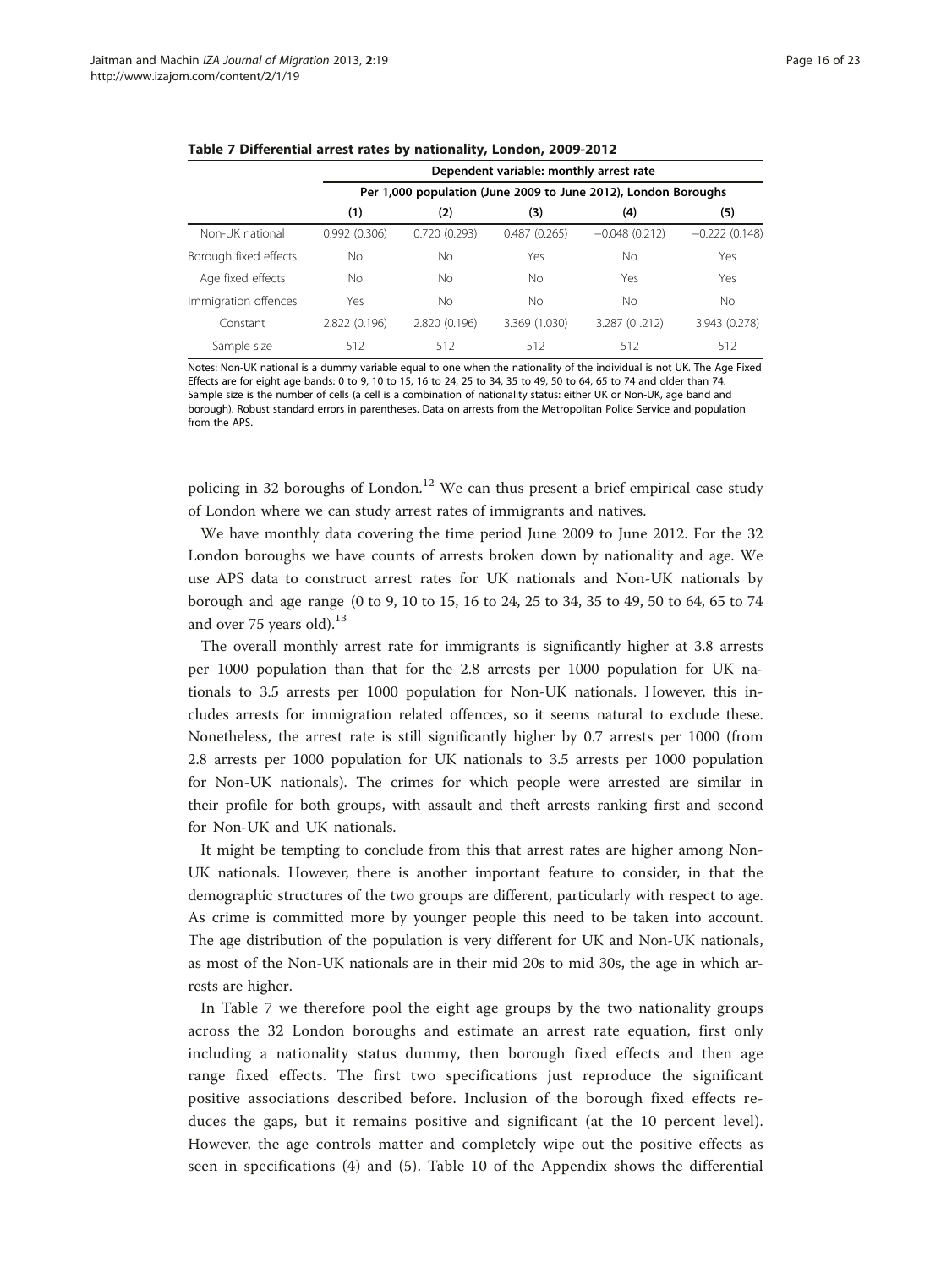**Table 7 Differential arrest rates by nationality, London, 2009-2012**

| | Dependent variable: monthly arrest rate | | | | |
|---|---|---|---|---|---|
| | Per 1,000 population (June 2009 to June 2012), London Boroughs | | | | |
| | (1) | (2) | (3) | (4) | (5) |
| Non-UK national | 0.992 (0.306) | 0.720 (0.293) | 0.487 (0.265) | −0.048 (0.212) | −0.222 (0.148) |
| Borough fixed effects | No | No | Yes | No | Yes |
| Age fixed effects | No | No | No | Yes | Yes |
| Immigration offences | Yes | No | No | No | No |
| Constant | 2.822 (0.196) | 2.820 (0.196) | 3.369 (1.030) | 3.287 (0 .212) | 3.943 (0.278) |
| Sample size | 512 | 512 | 512 | 512 | 512 |

Notes: Non-UK national is a dummy variable equal to one when the nationality of the individual is not UK. The Age Fixed Effects are for eight age bands: 0 to 9, 10 to 15, 16 to 24, 25 to 34, 35 to 49, 50 to 64, 65 to 74 and older than 74. Sample size is the number of cells (a cell is a combination of nationality status: either UK or Non-UK, age band and borough). Robust standard errors in parentheses. Data on arrests from the Metropolitan Police Service and population from the APS.

policing in 32 boroughs of London.[12] We can thus present a brief empirical case study of London where we can study arrest rates of immigrants and natives.

We have monthly data covering the time period June 2009 to June 2012. For the 32 London boroughs we have counts of arrests broken down by nationality and age. We use APS data to construct arrest rates for UK nationals and Non-UK nationals by borough and age range (0 to 9, 10 to 15, 16 to 24, 25 to 34, 35 to 49, 50 to 64, 65 to 74 and over 75 years old).[13]

The overall monthly arrest rate for immigrants is significantly higher at 3.8 arrests per 1000 population than that for the 2.8 arrests per 1000 population for UK nationals to 3.5 arrests per 1000 population for Non-UK nationals. However, this includes arrests for immigration related offences, so it seems natural to exclude these. Nonetheless, the arrest rate is still significantly higher by 0.7 arrests per 1000 (from 2.8 arrests per 1000 population for UK nationals to 3.5 arrests per 1000 population for Non-UK nationals). The crimes for which people were arrested are similar in their profile for both groups, with assault and theft arrests ranking first and second for Non-UK and UK nationals.

It might be tempting to conclude from this that arrest rates are higher among Non-UK nationals. However, there is another important feature to consider, in that the demographic structures of the two groups are different, particularly with respect to age. As crime is committed more by younger people this need to be taken into account. The age distribution of the population is very different for UK and Non-UK nationals, as most of the Non-UK nationals are in their mid 20s to mid 30s, the age in which arrests are higher.

In Table 7 we therefore pool the eight age groups by the two nationality groups across the 32 London boroughs and estimate an arrest rate equation, first only including a nationality status dummy, then borough fixed effects and then age range fixed effects. The first two specifications just reproduce the significant positive associations described before. Inclusion of the borough fixed effects reduces the gaps, but it remains positive and significant (at the 10 percent level). However, the age controls matter and completely wipe out the positive effects as seen in specifications (4) and (5). Table 10 of the Appendix shows the differential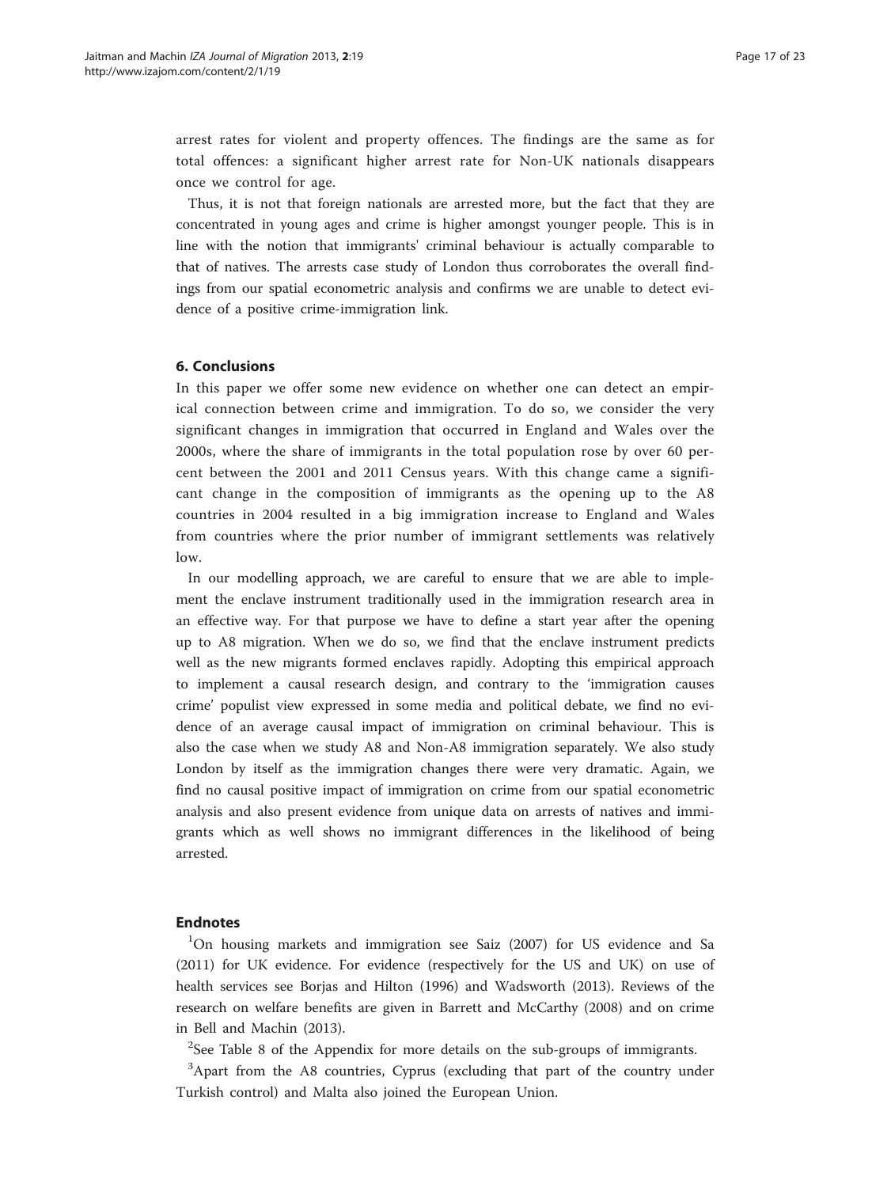arrest rates for violent and property offences. The findings are the same as for total offences: a significant higher arrest rate for Non-UK nationals disappears once we control for age.

Thus, it is not that foreign nationals are arrested more, but the fact that they are concentrated in young ages and crime is higher amongst younger people. This is in line with the notion that immigrants' criminal behaviour is actually comparable to that of natives. The arrests case study of London thus corroborates the overall findings from our spatial econometric analysis and confirms we are unable to detect evidence of a positive crime-immigration link.

## 6. Conclusions

In this paper we offer some new evidence on whether one can detect an empirical connection between crime and immigration. To do so, we consider the very significant changes in immigration that occurred in England and Wales over the 2000s, where the share of immigrants in the total population rose by over 60 percent between the 2001 and 2011 Census years. With this change came a significant change in the composition of immigrants as the opening up to the A8 countries in 2004 resulted in a big immigration increase to England and Wales from countries where the prior number of immigrant settlements was relatively low.

In our modelling approach, we are careful to ensure that we are able to implement the enclave instrument traditionally used in the immigration research area in an effective way. For that purpose we have to define a start year after the opening up to A8 migration. When we do so, we find that the enclave instrument predicts well as the new migrants formed enclaves rapidly. Adopting this empirical approach to implement a causal research design, and contrary to the 'immigration causes crime' populist view expressed in some media and political debate, we find no evidence of an average causal impact of immigration on criminal behaviour. This is also the case when we study A8 and Non-A8 immigration separately. We also study London by itself as the immigration changes there were very dramatic. Again, we find no causal positive impact of immigration on crime from our spatial econometric analysis and also present evidence from unique data on arrests of natives and immigrants which as well shows no immigrant differences in the likelihood of being arrested.

## Endnotes

[1]On housing markets and immigration see Saiz (2007) for US evidence and Sa (2011) for UK evidence. For evidence (respectively for the US and UK) on use of health services see Borjas and Hilton (1996) and Wadsworth (2013). Reviews of the research on welfare benefits are given in Barrett and McCarthy (2008) and on crime in Bell and Machin (2013).

[2]See Table 8 of the Appendix for more details on the sub-groups of immigrants.

[3]Apart from the A8 countries, Cyprus (excluding that part of the country under Turkish control) and Malta also joined the European Union.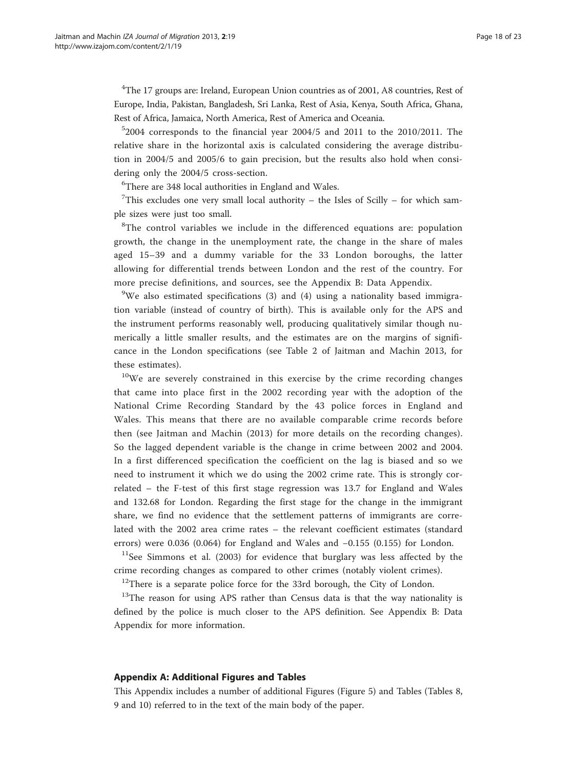[4]The 17 groups are: Ireland, European Union countries as of 2001, A8 countries, Rest of Europe, India, Pakistan, Bangladesh, Sri Lanka, Rest of Asia, Kenya, South Africa, Ghana, Rest of Africa, Jamaica, North America, Rest of America and Oceania.

[5]2004 corresponds to the financial year 2004/5 and 2011 to the 2010/2011. The relative share in the horizontal axis is calculated considering the average distribution in 2004/5 and 2005/6 to gain precision, but the results also hold when considering only the 2004/5 cross-section.

[6]There are 348 local authorities in England and Wales.

[7]This excludes one very small local authority – the Isles of Scilly – for which sample sizes were just too small.

[8]The control variables we include in the differenced equations are: population growth, the change in the unemployment rate, the change in the share of males aged 15–39 and a dummy variable for the 33 London boroughs, the latter allowing for differential trends between London and the rest of the country. For more precise definitions, and sources, see the Appendix B: Data Appendix.

[9]We also estimated specifications (3) and (4) using a nationality based immigration variable (instead of country of birth). This is available only for the APS and the instrument performs reasonably well, producing qualitatively similar though numerically a little smaller results, and the estimates are on the margins of significance in the London specifications (see Table 2 of Jaitman and Machin 2013, for these estimates).

[10]We are severely constrained in this exercise by the crime recording changes that came into place first in the 2002 recording year with the adoption of the National Crime Recording Standard by the 43 police forces in England and Wales. This means that there are no available comparable crime records before then (see Jaitman and Machin (2013) for more details on the recording changes). So the lagged dependent variable is the change in crime between 2002 and 2004. In a first differenced specification the coefficient on the lag is biased and so we need to instrument it which we do using the 2002 crime rate. This is strongly correlated – the F-test of this first stage regression was 13.7 for England and Wales and 132.68 for London. Regarding the first stage for the change in the immigrant share, we find no evidence that the settlement patterns of immigrants are correlated with the 2002 area crime rates – the relevant coefficient estimates (standard errors) were 0.036 (0.064) for England and Wales and −0.155 (0.155) for London.

[11]See Simmons et al. (2003) for evidence that burglary was less affected by the crime recording changes as compared to other crimes (notably violent crimes).

[12]There is a separate police force for the 33rd borough, the City of London.

[13]The reason for using APS rather than Census data is that the way nationality is defined by the police is much closer to the APS definition. See Appendix B: Data Appendix for more information.

## Appendix A: Additional Figures and Tables

This Appendix includes a number of additional Figures (Figure 5) and Tables (Tables 8, 9 and 10) referred to in the text of the main body of the paper.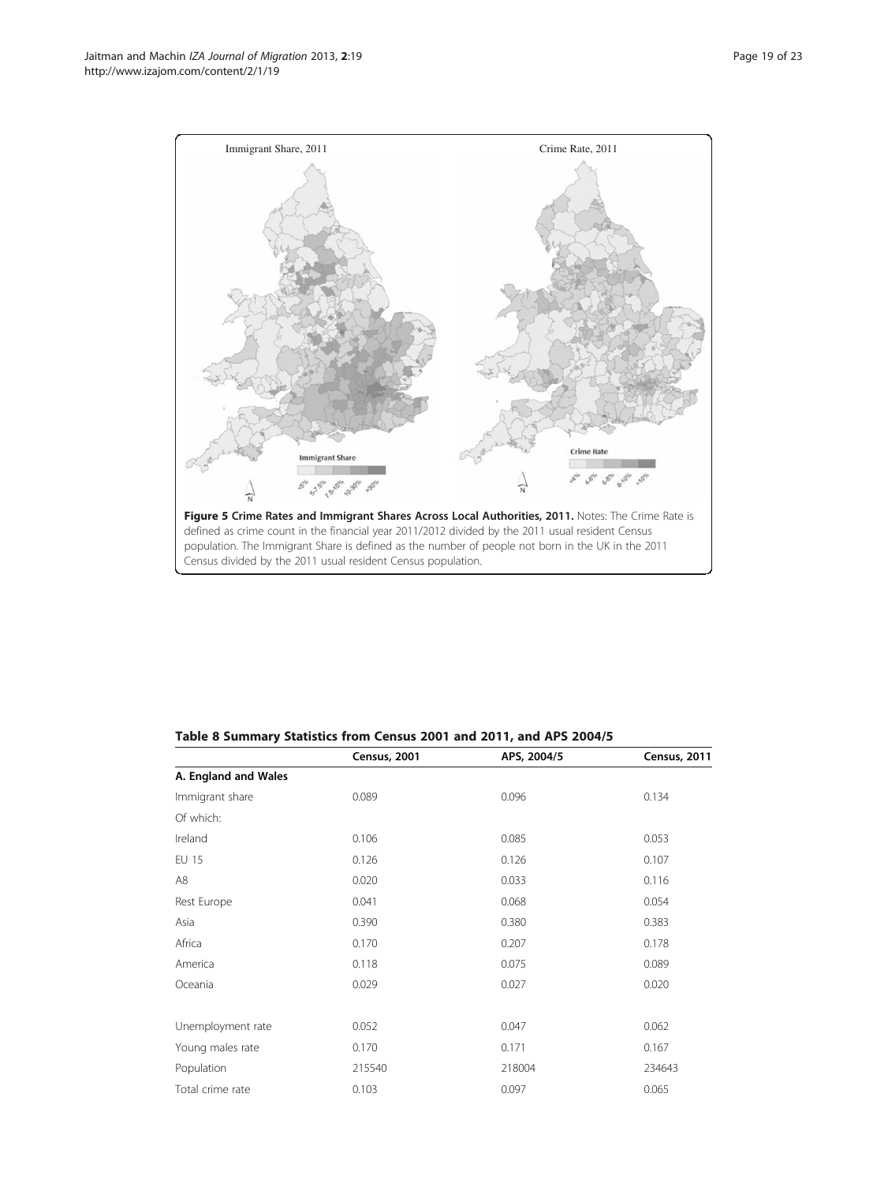**Figure 5 Crime Rates and Immigrant Shares Across Local Authorities, 2011.** Notes: The Crime Rate is defined as crime count in the financial year 2011/2012 divided by the 2011 usual resident Census population. The Immigrant Share is defined as the number of people not born in the UK in the 2011 Census divided by the 2011 usual resident Census population.

**Table 8 Summary Statistics from Census 2001 and 2011, and APS 2004/5**

| | Census, 2001 | APS, 2004/5 | Census, 2011 |
|---|---|---|---|
| **A. England and Wales** | | | |
| Immigrant share | 0.089 | 0.096 | 0.134 |
| Of which: | | | |
| Ireland | 0.106 | 0.085 | 0.053 |
| EU 15 | 0.126 | 0.126 | 0.107 |
| A8 | 0.020 | 0.033 | 0.116 |
| Rest Europe | 0.041 | 0.068 | 0.054 |
| Asia | 0.390 | 0.380 | 0.383 |
| Africa | 0.170 | 0.207 | 0.178 |
| America | 0.118 | 0.075 | 0.089 |
| Oceania | 0.029 | 0.027 | 0.020 |
| | | | |
| Unemployment rate | 0.052 | 0.047 | 0.062 |
| Young males rate | 0.170 | 0.171 | 0.167 |
| Population | 215540 | 218004 | 234643 |
| Total crime rate | 0.103 | 0.097 | 0.065 |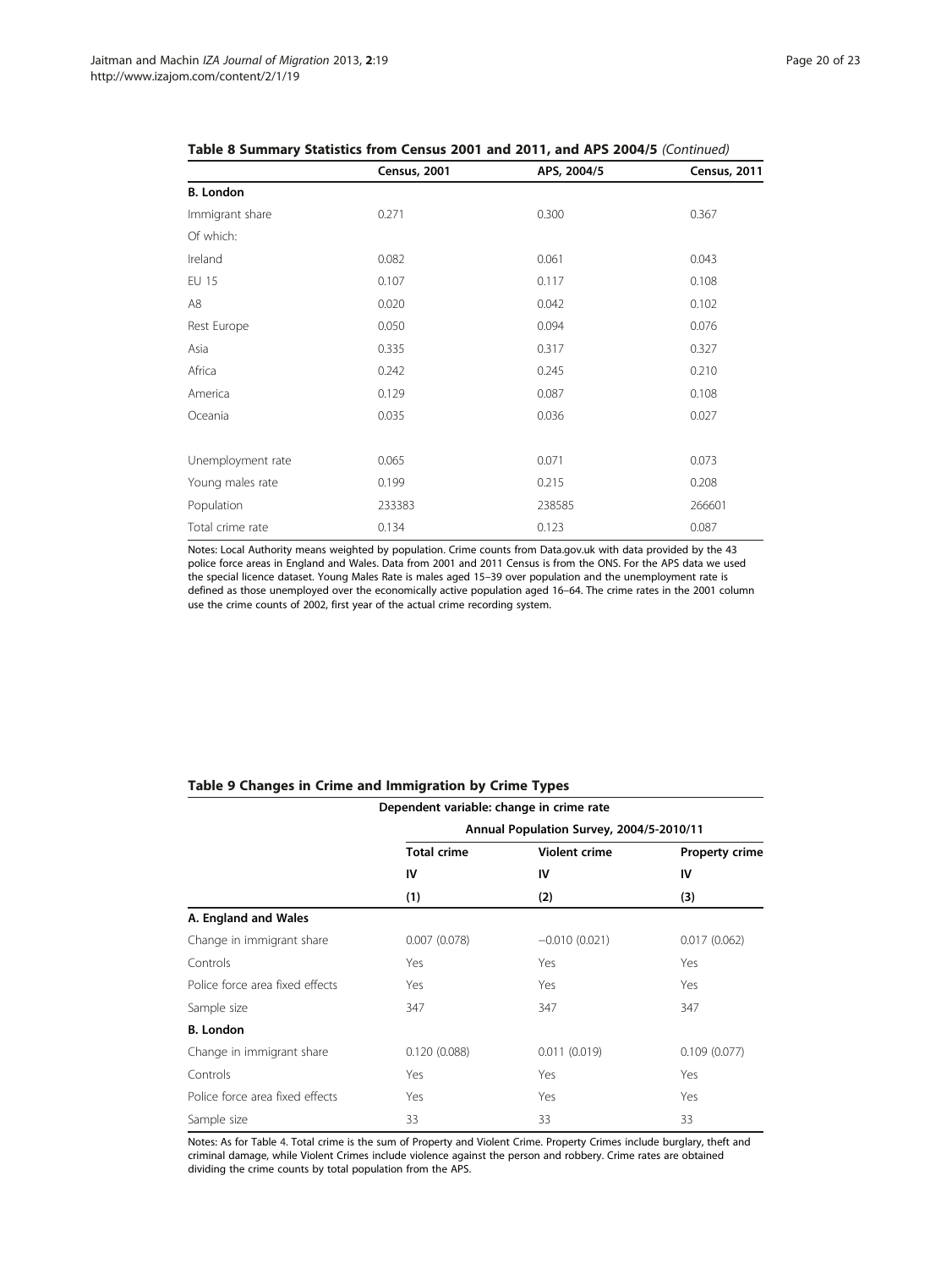**Table 8 Summary Statistics from Census 2001 and 2011, and APS 2004/5** *(Continued)*

| | Census, 2001 | APS, 2004/5 | Census, 2011 |
|---|---|---|---|
| **B. London** | | | |
| Immigrant share | 0.271 | 0.300 | 0.367 |
| Of which: | | | |
| Ireland | 0.082 | 0.061 | 0.043 |
| EU 15 | 0.107 | 0.117 | 0.108 |
| A8 | 0.020 | 0.042 | 0.102 |
| Rest Europe | 0.050 | 0.094 | 0.076 |
| Asia | 0.335 | 0.317 | 0.327 |
| Africa | 0.242 | 0.245 | 0.210 |
| America | 0.129 | 0.087 | 0.108 |
| Oceania | 0.035 | 0.036 | 0.027 |
| | | | |
| Unemployment rate | 0.065 | 0.071 | 0.073 |
| Young males rate | 0.199 | 0.215 | 0.208 |
| Population | 233383 | 238585 | 266601 |
| Total crime rate | 0.134 | 0.123 | 0.087 |

Notes: Local Authority means weighted by population. Crime counts from Data.gov.uk with data provided by the 43 police force areas in England and Wales. Data from 2001 and 2011 Census is from the ONS. For the APS data we used the special licence dataset. Young Males Rate is males aged 15–39 over population and the unemployment rate is defined as those unemployed over the economically active population aged 16–64. The crime rates in the 2001 column use the crime counts of 2002, first year of the actual crime recording system.

**Table 9 Changes in Crime and Immigration by Crime Types**

| | Dependent variable: change in crime rate | | |
|---|---|---|---|
| | Annual Population Survey, 2004/5-2010/11 | | |
| | **Total crime** | **Violent crime** | **Property crime** |
| | **IV** | **IV** | **IV** |
| | **(1)** | **(2)** | **(3)** |
| **A. England and Wales** | | | |
| Change in immigrant share | 0.007 (0.078) | −0.010 (0.021) | 0.017 (0.062) |
| Controls | Yes | Yes | Yes |
| Police force area fixed effects | Yes | Yes | Yes |
| Sample size | 347 | 347 | 347 |
| **B. London** | | | |
| Change in immigrant share | 0.120 (0.088) | 0.011 (0.019) | 0.109 (0.077) |
| Controls | Yes | Yes | Yes |
| Police force area fixed effects | Yes | Yes | Yes |
| Sample size | 33 | 33 | 33 |

Notes: As for Table 4. Total crime is the sum of Property and Violent Crime. Property Crimes include burglary, theft and criminal damage, while Violent Crimes include violence against the person and robbery. Crime rates are obtained dividing the crime counts by total population from the APS.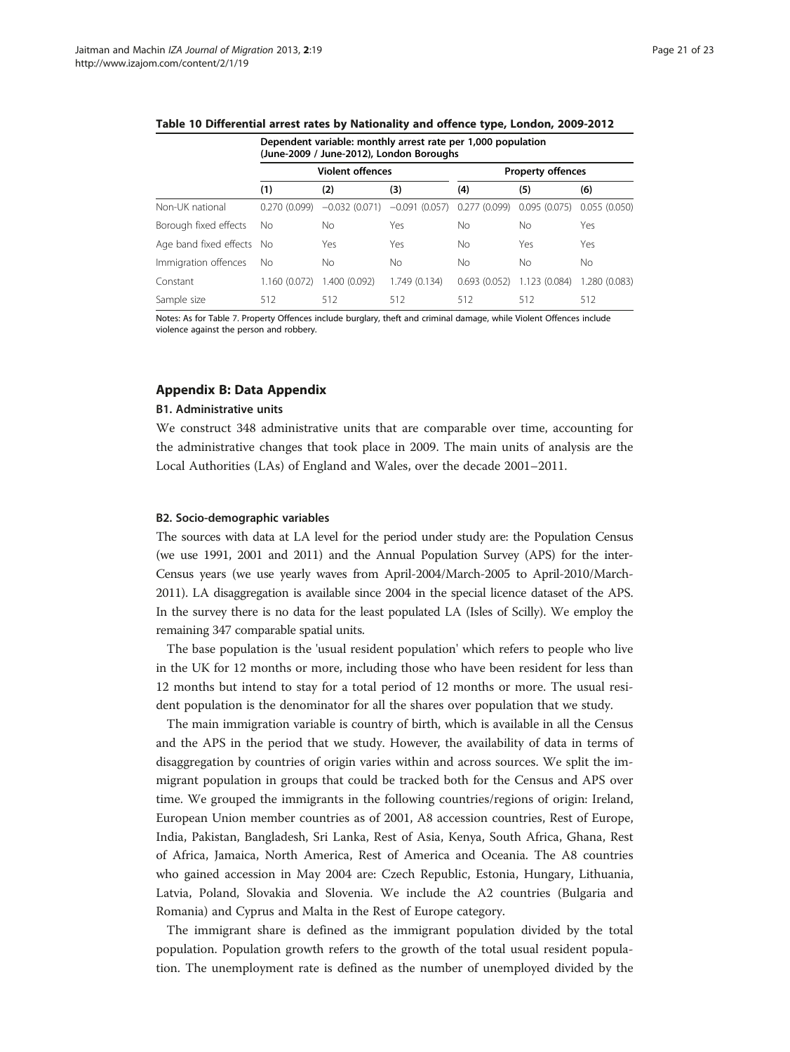**Table 10 Differential arrest rates by Nationality and offence type, London, 2009-2012**

| | Dependent variable: monthly arrest rate per 1,000 population (June-2009 / June-2012), London Boroughs | | | | | |
|---|---|---|---|---|---|---|
| | Violent offences | | | Property offences | | |
| | (1) | (2) | (3) | (4) | (5) | (6) |
| Non-UK national | 0.270 (0.099) | −0.032 (0.071) | −0.091 (0.057) | 0.277 (0.099) | 0.095 (0.075) | 0.055 (0.050) |
| Borough fixed effects | No | No | Yes | No | No | Yes |
| Age band fixed effects | No | Yes | Yes | No | Yes | Yes |
| Immigration offences | No | No | No | No | No | No |
| Constant | 1.160 (0.072) | 1.400 (0.092) | 1.749 (0.134) | 0.693 (0.052) | 1.123 (0.084) | 1.280 (0.083) |
| Sample size | 512 | 512 | 512 | 512 | 512 | 512 |

Notes: As for Table 7. Property Offences include burglary, theft and criminal damage, while Violent Offences include violence against the person and robbery.

## Appendix B: Data Appendix

### B1. Administrative units

We construct 348 administrative units that are comparable over time, accounting for the administrative changes that took place in 2009. The main units of analysis are the Local Authorities (LAs) of England and Wales, over the decade 2001–2011.

### B2. Socio-demographic variables

The sources with data at LA level for the period under study are: the Population Census (we use 1991, 2001 and 2011) and the Annual Population Survey (APS) for the inter-Census years (we use yearly waves from April-2004/March-2005 to April-2010/March-2011). LA disaggregation is available since 2004 in the special licence dataset of the APS. In the survey there is no data for the least populated LA (Isles of Scilly). We employ the remaining 347 comparable spatial units.

The base population is the 'usual resident population' which refers to people who live in the UK for 12 months or more, including those who have been resident for less than 12 months but intend to stay for a total period of 12 months or more. The usual resident population is the denominator for all the shares over population that we study.

The main immigration variable is country of birth, which is available in all the Census and the APS in the period that we study. However, the availability of data in terms of disaggregation by countries of origin varies within and across sources. We split the immigrant population in groups that could be tracked both for the Census and APS over time. We grouped the immigrants in the following countries/regions of origin: Ireland, European Union member countries as of 2001, A8 accession countries, Rest of Europe, India, Pakistan, Bangladesh, Sri Lanka, Rest of Asia, Kenya, South Africa, Ghana, Rest of Africa, Jamaica, North America, Rest of America and Oceania. The A8 countries who gained accession in May 2004 are: Czech Republic, Estonia, Hungary, Lithuania, Latvia, Poland, Slovakia and Slovenia. We include the A2 countries (Bulgaria and Romania) and Cyprus and Malta in the Rest of Europe category.

The immigrant share is defined as the immigrant population divided by the total population. Population growth refers to the growth of the total usual resident population. The unemployment rate is defined as the number of unemployed divided by the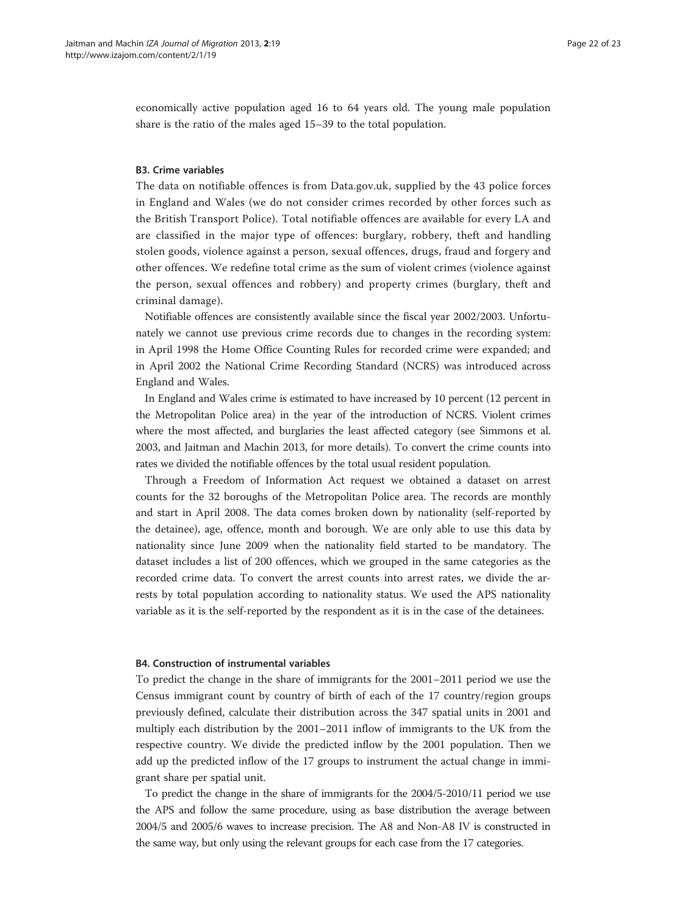economically active population aged 16 to 64 years old. The young male population share is the ratio of the males aged 15–39 to the total population.

### B3. Crime variables

The data on notifiable offences is from Data.gov.uk, supplied by the 43 police forces in England and Wales (we do not consider crimes recorded by other forces such as the British Transport Police). Total notifiable offences are available for every LA and are classified in the major type of offences: burglary, robbery, theft and handling stolen goods, violence against a person, sexual offences, drugs, fraud and forgery and other offences. We redefine total crime as the sum of violent crimes (violence against the person, sexual offences and robbery) and property crimes (burglary, theft and criminal damage).

Notifiable offences are consistently available since the fiscal year 2002/2003. Unfortunately we cannot use previous crime records due to changes in the recording system: in April 1998 the Home Office Counting Rules for recorded crime were expanded; and in April 2002 the National Crime Recording Standard (NCRS) was introduced across England and Wales.

In England and Wales crime is estimated to have increased by 10 percent (12 percent in the Metropolitan Police area) in the year of the introduction of NCRS. Violent crimes where the most affected, and burglaries the least affected category (see Simmons et al. 2003, and Jaitman and Machin 2013, for more details). To convert the crime counts into rates we divided the notifiable offences by the total usual resident population.

Through a Freedom of Information Act request we obtained a dataset on arrest counts for the 32 boroughs of the Metropolitan Police area. The records are monthly and start in April 2008. The data comes broken down by nationality (self-reported by the detainee), age, offence, month and borough. We are only able to use this data by nationality since June 2009 when the nationality field started to be mandatory. The dataset includes a list of 200 offences, which we grouped in the same categories as the recorded crime data. To convert the arrest counts into arrest rates, we divide the arrests by total population according to nationality status. We used the APS nationality variable as it is the self-reported by the respondent as it is in the case of the detainees.

### B4. Construction of instrumental variables

To predict the change in the share of immigrants for the 2001–2011 period we use the Census immigrant count by country of birth of each of the 17 country/region groups previously defined, calculate their distribution across the 347 spatial units in 2001 and multiply each distribution by the 2001–2011 inflow of immigrants to the UK from the respective country. We divide the predicted inflow by the 2001 population. Then we add up the predicted inflow of the 17 groups to instrument the actual change in immigrant share per spatial unit.

To predict the change in the share of immigrants for the 2004/5-2010/11 period we use the APS and follow the same procedure, using as base distribution the average between 2004/5 and 2005/6 waves to increase precision. The A8 and Non-A8 IV is constructed in the same way, but only using the relevant groups for each case from the 17 categories.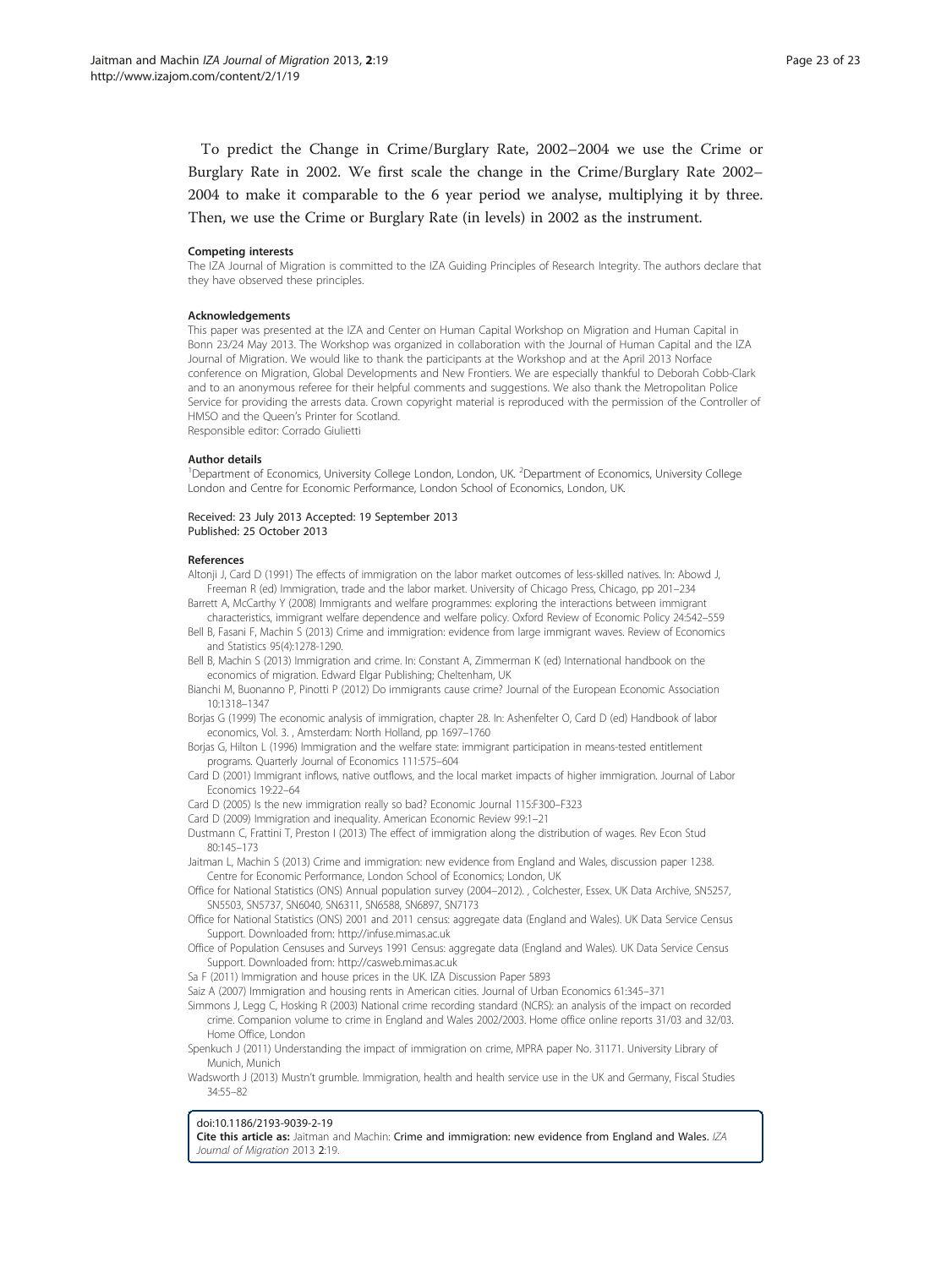To predict the Change in Crime/Burglary Rate, 2002–2004 we use the Crime or Burglary Rate in 2002. We first scale the change in the Crime/Burglary Rate 2002–2004 to make it comparable to the 6 year period we analyse, multiplying it by three. Then, we use the Crime or Burglary Rate (in levels) in 2002 as the instrument.

#### Competing interests

The IZA Journal of Migration is committed to the IZA Guiding Principles of Research Integrity. The authors declare that they have observed these principles.

#### Acknowledgements

This paper was presented at the IZA and Center on Human Capital Workshop on Migration and Human Capital in Bonn 23/24 May 2013. The Workshop was organized in collaboration with the Journal of Human Capital and the IZA Journal of Migration. We would like to thank the participants at the Workshop and at the April 2013 Norface conference on Migration, Global Developments and New Frontiers. We are especially thankful to Deborah Cobb-Clark and to an anonymous referee for their helpful comments and suggestions. We also thank the Metropolitan Police Service for providing the arrests data. Crown copyright material is reproduced with the permission of the Controller of HMSO and the Queen's Printer for Scotland.
Responsible editor: Corrado Giulietti

#### Author details

[1]Department of Economics, University College London, London, UK. [2]Department of Economics, University College London and Centre for Economic Performance, London School of Economics, London, UK.

Received: 23 July 2013 Accepted: 19 September 2013
Published: 25 October 2013

#### References

Altonji J, Card D (1991) The effects of immigration on the labor market outcomes of less-skilled natives. In: Abowd J, Freeman R (ed) Immigration, trade and the labor market. University of Chicago Press, Chicago, pp 201–234

Barrett A, McCarthy Y (2008) Immigrants and welfare programmes: exploring the interactions between immigrant characteristics, immigrant welfare dependence and welfare policy. Oxford Review of Economic Policy 24:542–559

Bell B, Fasani F, Machin S (2013) Crime and immigration: evidence from large immigrant waves. Review of Economics and Statistics 95(4):1278-1290.

Bell B, Machin S (2013) Immigration and crime. In: Constant A, Zimmerman K (ed) International handbook on the economics of migration. Edward Elgar Publishing; Cheltenham, UK

Bianchi M, Buonanno P, Pinotti P (2012) Do immigrants cause crime? Journal of the European Economic Association 10:1318–1347

Borjas G (1999) The economic analysis of immigration, chapter 28. In: Ashenfelter O, Card D (ed) Handbook of labor economics, Vol. 3. , Amsterdam: North Holland, pp 1697–1760

Borjas G, Hilton L (1996) Immigration and the welfare state: immigrant participation in means-tested entitlement programs. Quarterly Journal of Economics 111:575–604

Card D (2001) Immigrant inflows, native outflows, and the local market impacts of higher immigration. Journal of Labor Economics 19:22–64

Card D (2005) Is the new immigration really so bad? Economic Journal 115:F300–F323

Card D (2009) Immigration and inequality. American Economic Review 99:1–21

Dustmann C, Frattini T, Preston I (2013) The effect of immigration along the distribution of wages. Rev Econ Stud 80:145–173

Jaitman L, Machin S (2013) Crime and immigration: new evidence from England and Wales, discussion paper 1238. Centre for Economic Performance, London School of Economics; London, UK

Office for National Statistics (ONS) Annual population survey (2004–2012). , Colchester, Essex. UK Data Archive, SN5257, SN5503, SN5737, SN6040, SN6311, SN6588, SN6897, SN7173

Office for National Statistics (ONS) 2001 and 2011 census: aggregate data (England and Wales). UK Data Service Census Support. Downloaded from: http://infuse.mimas.ac.uk

Office of Population Censuses and Surveys 1991 Census: aggregate data (England and Wales). UK Data Service Census Support. Downloaded from: http://casweb.mimas.ac.uk

Sa F (2011) Immigration and house prices in the UK. IZA Discussion Paper 5893

Saiz A (2007) Immigration and housing rents in American cities. Journal of Urban Economics 61:345–371

Simmons J, Legg C, Hosking R (2003) National crime recording standard (NCRS): an analysis of the impact on recorded crime. Companion volume to crime in England and Wales 2002/2003. Home office online reports 31/03 and 32/03. Home Office, London

Spenkuch J (2011) Understanding the impact of immigration on crime, MPRA paper No. 31171. University Library of Munich, Munich

Wadsworth J (2013) Mustn't grumble. Immigration, health and health service use in the UK and Germany, Fiscal Studies 34:55–82

doi:10.1186/2193-9039-2-19
**Cite this article as:** Jaitman and Machin: **Crime and immigration: new evidence from England and Wales.** *IZA Journal of Migration* 2013 **2**:19.